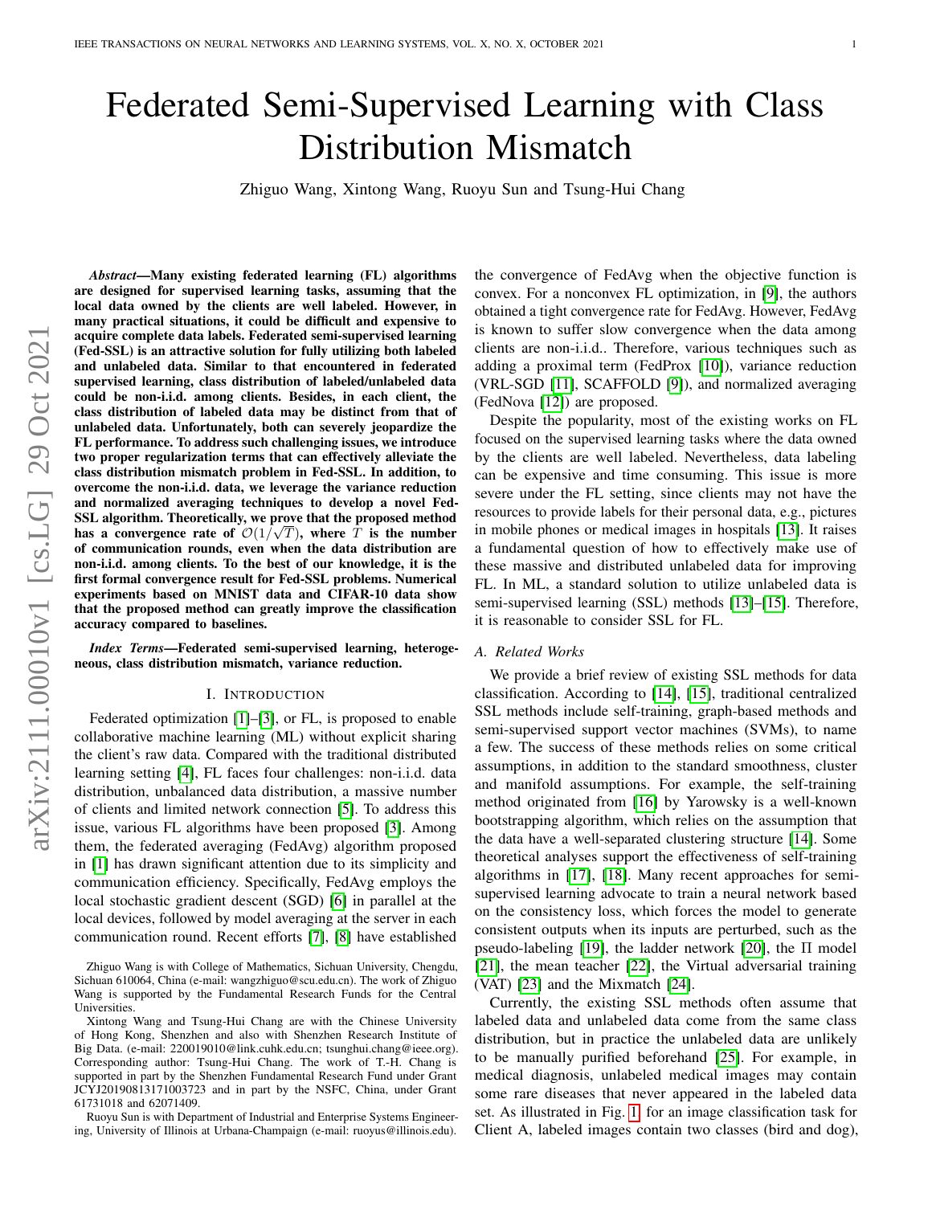# Federated Semi-Supervised Learning with Class Distribution Mismatch

Zhiguo Wang, Xintong Wang, Ruoyu Sun and Tsung-Hui Chang

***Abstract*—Many existing federated learning (FL) algorithms are designed for supervised learning tasks, assuming that the local data owned by the clients are well labeled. However, in many practical situations, it could be difficult and expensive to acquire complete data labels. Federated semi-supervised learning (Fed-SSL) is an attractive solution for fully utilizing both labeled and unlabeled data. Similar to that encountered in federated supervised learning, class distribution of labeled/unlabeled data could be non-i.i.d. among clients. Besides, in each client, the class distribution of labeled data may be distinct from that of unlabeled data. Unfortunately, both can severely jeopardize the FL performance. To address such challenging issues, we introduce two proper regularization terms that can effectively alleviate the class distribution mismatch problem in Fed-SSL. In addition, to overcome the non-i.i.d. data, we leverage the variance reduction and normalized averaging techniques to develop a novel Fed-SSL algorithm. Theoretically, we prove that the proposed method has a convergence rate of $\mathcal{O}(1/\sqrt{T})$, where $T$ is the number of communication rounds, even when the data distribution are non-i.i.d. among clients. To the best of our knowledge, it is the first formal convergence result for Fed-SSL problems. Numerical experiments based on MNIST data and CIFAR-10 data show that the proposed method can greatly improve the classification accuracy compared to baselines.**

***Index Terms*—Federated semi-supervised learning, heterogeneous, class distribution mismatch, variance reduction.**

## I. Introduction

Federated optimization [1]–[3], or FL, is proposed to enable collaborative machine learning (ML) without explicit sharing the client's raw data. Compared with the traditional distributed learning setting [4], FL faces four challenges: non-i.i.d. data distribution, unbalanced data distribution, a massive number of clients and limited network connection [5]. To address this issue, various FL algorithms have been proposed [3]. Among them, the federated averaging (FedAvg) algorithm proposed in [1] has drawn significant attention due to its simplicity and communication efficiency. Specifically, FedAvg employs the local stochastic gradient descent (SGD) [6] in parallel at the local devices, followed by model averaging at the server in each communication round. Recent efforts [7], [8] have established the convergence of FedAvg when the objective function is convex. For a nonconvex FL optimization, in [9], the authors obtained a tight convergence rate for FedAvg. However, FedAvg is known to suffer slow convergence when the data among clients are non-i.i.d.. Therefore, various techniques such as adding a proximal term (FedProx [10]), variance reduction (VRL-SGD [11], SCAFFOLD [9]), and normalized averaging (FedNova [12]) are proposed.

Despite the popularity, most of the existing works on FL focused on the supervised learning tasks where the data owned by the clients are well labeled. Nevertheless, data labeling can be expensive and time consuming. This issue is more severe under the FL setting, since clients may not have the resources to provide labels for their personal data, e.g., pictures in mobile phones or medical images in hospitals [13]. It raises a fundamental question of how to effectively make use of these massive and distributed unlabeled data for improving FL. In ML, a standard solution to utilize unlabeled data is semi-supervised learning (SSL) methods [13]–[15]. Therefore, it is reasonable to consider SSL for FL.

### A. Related Works

We provide a brief review of existing SSL methods for data classification. According to [14], [15], traditional centralized SSL methods include self-training, graph-based methods and semi-supervised support vector machines (SVMs), to name a few. The success of these methods relies on some critical assumptions, in addition to the standard smoothness, cluster and manifold assumptions. For example, the self-training method originated from [16] by Yarowsky is a well-known bootstrapping algorithm, which relies on the assumption that the data have a well-separated clustering structure [14]. Some theoretical analyses support the effectiveness of self-training algorithms in [17], [18]. Many recent approaches for semi-supervised learning advocate to train a neural network based on the consistency loss, which forces the model to generate consistent outputs when its inputs are perturbed, such as the pseudo-labeling [19], the ladder network [20], the Π model [21], the mean teacher [22], the Virtual adversarial training (VAT) [23] and the Mixmatch [24].

Currently, the existing SSL methods often assume that labeled data and unlabeled data come from the same class distribution, but in practice the unlabeled data are unlikely to be manually purified beforehand [25]. For example, in medical diagnosis, unlabeled medical images may contain some rare diseases that never appeared in the labeled data set. As illustrated in Fig. 1 for an image classification task for Client A, labeled images contain two classes (bird and dog),

Zhiguo Wang is with College of Mathematics, Sichuan University, Chengdu, Sichuan 610064, China (e-mail: wangzhiguo@scu.edu.cn). The work of Zhiguo Wang is supported by the Fundamental Research Funds for the Central Universities.

Xintong Wang and Tsung-Hui Chang are with the Chinese University of Hong Kong, Shenzhen and also with Shenzhen Research Institute of Big Data. (e-mail: 220019010@link.cuhk.edu.cn; tsunghui.chang@ieee.org). Corresponding author: Tsung-Hui Chang. The work of T.-H. Chang is supported in part by the Shenzhen Fundamental Research Fund under Grant JCYJ20190813171003723 and in part by the NSFC, China, under Grant 61731018 and 62071409.

Ruoyu Sun is with Department of Industrial and Enterprise Systems Engineering, University of Illinois at Urbana-Champaign (e-mail: ruoyus@illinois.edu).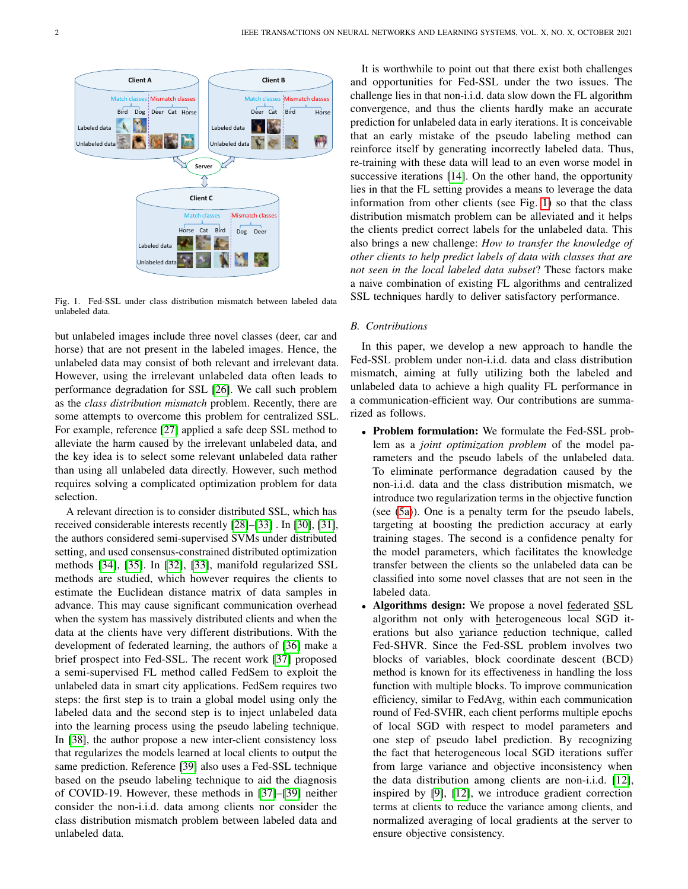Fig. 1. Fed-SSL under class distribution mismatch between labeled data unlabeled data.

but unlabeled images include three novel classes (deer, car and horse) that are not present in the labeled images. Hence, the unlabeled data may consist of both relevant and irrelevant data. However, using the irrelevant unlabeled data often leads to performance degradation for SSL [26]. We call such problem as the *class distribution mismatch* problem. Recently, there are some attempts to overcome this problem for centralized SSL. For example, reference [27] applied a safe deep SSL method to alleviate the harm caused by the irrelevant unlabeled data, and the key idea is to select some relevant unlabeled data rather than using all unlabeled data directly. However, such method requires solving a complicated optimization problem for data selection.

A relevant direction is to consider distributed SSL, which has received considerable interests recently [28]–[33] . In [30], [31], the authors considered semi-supervised SVMs under distributed setting, and used consensus-constrained distributed optimization methods [34], [35]. In [32], [33], manifold regularized SSL methods are studied, which however requires the clients to estimate the Euclidean distance matrix of data samples in advance. This may cause significant communication overhead when the system has massively distributed clients and when the data at the clients have very different distributions. With the development of federated learning, the authors of [36] make a brief prospect into Fed-SSL. The recent work [37] proposed a semi-supervised FL method called FedSem to exploit the unlabeled data in smart city applications. FedSem requires two steps: the first step is to train a global model using only the labeled data and the second step is to inject unlabeled data into the learning process using the pseudo labeling technique. In [38], the author propose a new inter-client consistency loss that regularizes the models learned at local clients to output the same prediction. Reference [39] also uses a Fed-SSL technique based on the pseudo labeling technique to aid the diagnosis of COVID-19. However, these methods in [37]–[39] neither consider the non-i.i.d. data among clients nor consider the class distribution mismatch problem between labeled data and unlabeled data.

It is worthwhile to point out that there exist both challenges and opportunities for Fed-SSL under the two issues. The challenge lies in that non-i.i.d. data slow down the FL algorithm convergence, and thus the clients hardly make an accurate prediction for unlabeled data in early iterations. It is conceivable that an early mistake of the pseudo labeling method can reinforce itself by generating incorrectly labeled data. Thus, re-training with these data will lead to an even worse model in successive iterations [14]. On the other hand, the opportunity lies in that the FL setting provides a means to leverage the data information from other clients (see Fig. 1) so that the class distribution mismatch problem can be alleviated and it helps the clients predict correct labels for the unlabeled data. This also brings a new challenge: *How to transfer the knowledge of other clients to help predict labels of data with classes that are not seen in the local labeled data subset*? These factors make a naive combination of existing FL algorithms and centralized SSL techniques hardly to deliver satisfactory performance.

### B. Contributions

In this paper, we develop a new approach to handle the Fed-SSL problem under non-i.i.d. data and class distribution mismatch, aiming at fully utilizing both the labeled and unlabeled data to achieve a high quality FL performance in a communication-efficient way. Our contributions are summarized as follows.

- **Problem formulation:** We formulate the Fed-SSL problem as a *joint optimization problem* of the model parameters and the pseudo labels of the unlabeled data. To eliminate performance degradation caused by the non-i.i.d. data and the class distribution mismatch, we introduce two regularization terms in the objective function (see (5a)). One is a penalty term for the pseudo labels, targeting at boosting the prediction accuracy at early training stages. The second is a confidence penalty for the model parameters, which facilitates the knowledge transfer between the clients so the unlabeled data can be classified into some novel classes that are not seen in the labeled data.
- **Algorithms design:** We propose a novel federated SSL algorithm not only with heterogeneous local SGD iterations but also variance reduction technique, called Fed-SHVR. Since the Fed-SSL problem involves two blocks of variables, block coordinate descent (BCD) method is known for its effectiveness in handling the loss function with multiple blocks. To improve communication efficiency, similar to FedAvg, within each communication round of Fed-SVHR, each client performs multiple epochs of local SGD with respect to model parameters and one step of pseudo label prediction. By recognizing the fact that heterogeneous local SGD iterations suffer from large variance and objective inconsistency when the data distribution among clients are non-i.i.d. [12], inspired by [9], [12], we introduce gradient correction terms at clients to reduce the variance among clients, and normalized averaging of local gradients at the server to ensure objective consistency.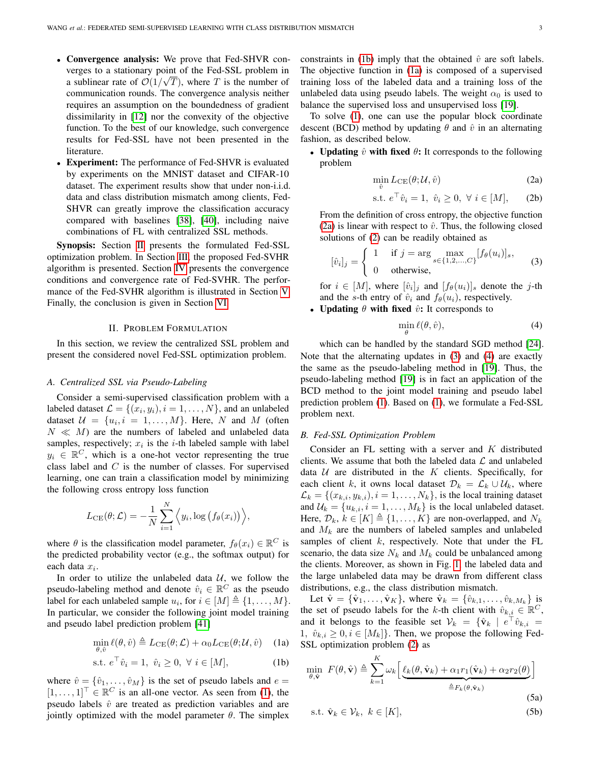- **Convergence analysis:** We prove that Fed-SHVR converges to a stationary point of the Fed-SSL problem in a sublinear rate of $\mathcal{O}(1/\sqrt{T})$, where $T$ is the number of communication rounds. The convergence analysis neither requires an assumption on the boundedness of gradient dissimilarity in [12] nor the convexity of the objective function. To the best of our knowledge, such convergence results for Fed-SSL have not been presented in the literature.
- **Experiment:** The performance of Fed-SHVR is evaluated by experiments on the MNIST dataset and CIFAR-10 dataset. The experiment results show that under non-i.i.d. data and class distribution mismatch among clients, Fed-SHVR can greatly improve the classification accuracy compared with baselines [38], [40], including naive combinations of FL with centralized SSL methods.

**Synopsis:** Section II presents the formulated Fed-SSL optimization problem. In Section III, the proposed Fed-SVHR algorithm is presented. Section IV presents the convergence conditions and convergence rate of Fed-SVHR. The performance of the Fed-SVHR algorithm is illustrated in Section V. Finally, the conclusion is given in Section VI.

## II. Problem Formulation

In this section, we review the centralized SSL problem and present the considered novel Fed-SSL optimization problem.

### A. Centralized SSL via Pseudo-Labeling

Consider a semi-supervised classification problem with a labeled dataset $\mathcal{L} = \{(x_i, y_i), i = 1, \ldots, N\}$, and an unlabeled dataset $\mathcal{U} = \{u_i, i = 1, \ldots, M\}$. Here, $N$ and $M$ (often $N \ll M$) are the numbers of labeled and unlabeled data samples, respectively; $x_i$ is the $i$-th labeled sample with label $y_i \in \mathbb{R}^C$, which is a one-hot vector representing the true class label and $C$ is the number of classes. For supervised learning, one can train a classification model by minimizing the following cross entropy loss function

$$L_{\text{CE}}(\theta; \mathcal{L}) = -\frac{1}{N}\sum_{i=1}^{N}\Big\langle y_i, \log\big(f_\theta(x_i)\big)\Big\rangle,$$

where $\theta$ is the classification model parameter, $f_\theta(x_i) \in \mathbb{R}^C$ is the predicted probability vector (e.g., the softmax output) for each data $x_i$.

In order to utilize the unlabeled data $\mathcal{U}$, we follow the pseudo-labeling method and denote $\hat{v}_i \in \mathbb{R}^C$ as the pseudo label for each unlabeled sample $u_i$, for $i \in [M] \triangleq \{1, \ldots, M\}$. In particular, we consider the following joint model training and pseudo label prediction problem [41]

$$\min_{\theta, \hat{v}} \ell(\theta, \hat{v}) \triangleq L_{\text{CE}}(\theta; \mathcal{L}) + \alpha_0 L_{\text{CE}}(\theta; \mathcal{U}, \hat{v}) \tag{1a}$$

$$\text{s.t. } e^\top \hat{v}_i = 1,\ \hat{v}_i \geq 0,\ \forall\, i \in [M], \tag{1b}$$

where $\hat{v} = \{\hat{v}_1, \ldots, \hat{v}_M\}$ is the set of pseudo labels and $e = [1, \ldots, 1]^\top \in \mathbb{R}^C$ is an all-one vector. As seen from (1), the pseudo labels $\hat{v}$ are treated as prediction variables and are jointly optimized with the model parameter $\theta$. The simplex constraints in (1b) imply that the obtained $\hat{v}$ are soft labels. The objective function in (1a) is composed of a supervised training loss of the labeled data and a training loss of the unlabeled data using pseudo labels. The weight $\alpha_0$ is used to balance the supervised loss and unsupervised loss [19].

To solve (1), one can use the popular block coordinate descent (BCD) method by updating $\theta$ and $\hat{v}$ in an alternating fashion, as described below.

- **Updating $\hat{v}$ with fixed $\theta$:** It corresponds to the following problem

$$\min_{\hat{v}} L_{\text{CE}}(\theta; \mathcal{U}, \hat{v}) \tag{2a}$$

$$\text{s.t. } e^\top \hat{v}_i = 1,\ \hat{v}_i \geq 0,\ \forall\, i \in [M], \tag{2b}$$

From the definition of cross entropy, the objective function (2a) is linear with respect to $\hat{v}$. Thus, the following closed solutions of (2) can be readily obtained as

$$[\hat{v}_i]_j = \begin{cases} 1 & \text{if } j = \arg\max\limits_{s \in \{1,2,\ldots,C\}} [f_\theta(u_i)]_s, \\ 0 & \text{otherwise}, \end{cases} \tag{3}$$

for $i \in [M]$, where $[\hat{v}_i]_j$ and $[f_\theta(u_i)]_s$ denote the $j$-th and the $s$-th entry of $\hat{v}_i$ and $f_\theta(u_i)$, respectively.

- **Updating $\theta$ with fixed $\hat{v}$:** It corresponds to

$$\min_{\theta} \ell(\theta, \hat{v}), \tag{4}$$

which can be handled by the standard SGD method [24].

Note that the alternating updates in (3) and (4) are exactly the same as the pseudo-labeling method in [19]. Thus, the pseudo-labeling method [19] is in fact an application of the BCD method to the joint model training and pseudo label prediction problem (1). Based on (1), we formulate a Fed-SSL problem next.

### B. Fed-SSL Optimization Problem

Consider an FL setting with a server and $K$ distributed clients. We assume that both the labeled data $\mathcal{L}$ and unlabeled data $\mathcal{U}$ are distributed in the $K$ clients. Specifically, for each client $k$, it owns local dataset $\mathcal{D}_k = \mathcal{L}_k \cup \mathcal{U}_k$, where $\mathcal{L}_k = \{(x_{k,i}, y_{k,i}), i = 1, \ldots, N_k\}$, is the local training dataset and $\mathcal{U}_k = \{u_{k,i}, i = 1, \ldots, M_k\}$ is the local unlabeled dataset. Here, $\mathcal{D}_k$, $k \in [K] \triangleq \{1, \ldots, K\}$ are non-overlapped, and $N_k$ and $M_k$ are the numbers of labeled samples and unlabeled samples of client $k$, respectively. Note that under the FL scenario, the data size $N_k$ and $M_k$ could be unbalanced among the clients. Moreover, as shown in Fig. 1, the labeled data and the large unlabeled data may be drawn from different class distributions, e.g., the class distribution mismatch.

Let $\hat{\mathbf{v}} = \{\hat{\mathbf{v}}_1, \ldots, \hat{\mathbf{v}}_K\}$, where $\hat{\mathbf{v}}_k = \{\hat{v}_{k,1}, \ldots, \hat{v}_{k,M_k}\}$ is the set of pseudo labels for the $k$-th client with $\hat{v}_{k,i} \in \mathbb{R}^C$, and it belongs to the feasible set $\mathcal{V}_k = \{\hat{\mathbf{v}}_k \mid e^\top \hat{v}_{k,i} = 1,\ \hat{v}_{k,i} \geq 0, i \in [M_k]\}$. Then, we propose the following Fed-SSL optimization problem (2) as

$$\min_{\theta, \hat{\mathbf{v}}}\ F(\theta, \hat{\mathbf{v}}) \triangleq \sum_{k=1}^{K} \omega_k \Big[\underbrace{\ell_k(\theta, \hat{\mathbf{v}}_k) + \alpha_1 r_1(\hat{\mathbf{v}}_k) + \alpha_2 r_2(\theta)}_{\triangleq F_k(\theta, \hat{\mathbf{v}}_k)}\Big] \tag{5a}$$

$$\text{s.t. } \hat{\mathbf{v}}_k \in \mathcal{V}_k,\ k \in [K], \tag{5b}$$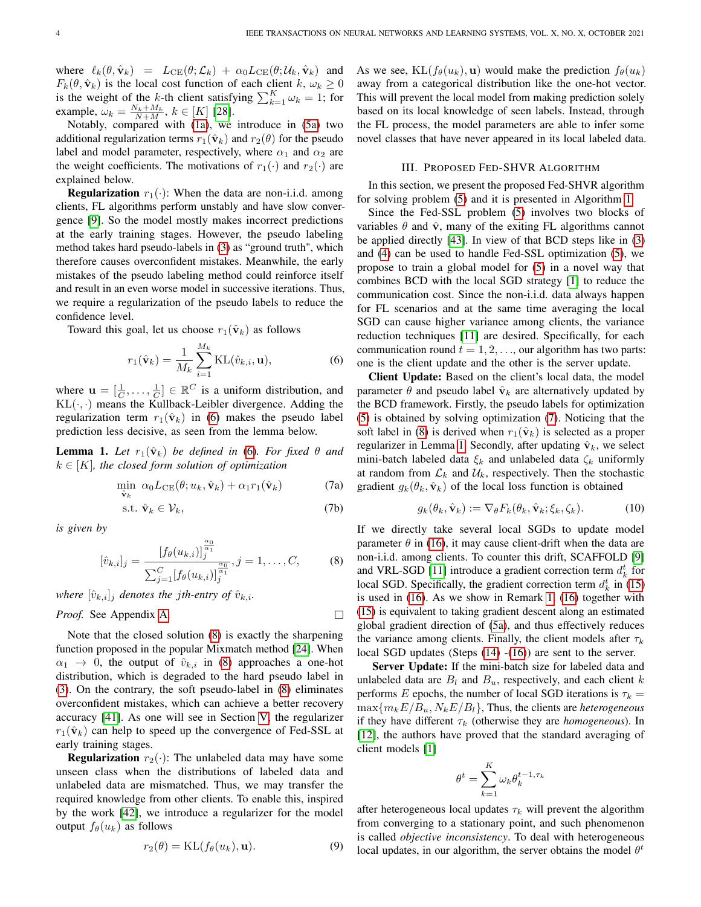where $\ell_k(\theta, \hat{\mathbf{v}}_k) = L_{\rm CE}(\theta; \mathcal{L}_k) + \alpha_0 L_{\rm CE}(\theta; \mathcal{U}_k, \hat{\mathbf{v}}_k)$ and $F_k(\theta, \hat{\mathbf{v}}_k)$ is the local cost function of each client $k$, $\omega_k \geq 0$ is the weight of the $k$-th client satisfying $\sum_{k=1}^{K} \omega_k = 1$; for example, $\omega_k = \frac{N_k + M_k}{N+M}$, $k \in [K]$ [28].

Notably, compared with (1a), we introduce in (5a) two additional regularization terms $r_1(\hat{\mathbf{v}}_k)$ and $r_2(\theta)$ for the pseudo label and model parameter, respectively, where $\alpha_1$ and $\alpha_2$ are the weight coefficients. The motivations of $r_1(\cdot)$ and $r_2(\cdot)$ are explained below.

**Regularization** $r_1(\cdot)$: When the data are non-i.i.d. among clients, FL algorithms perform unstably and have slow convergence [9]. So the model mostly makes incorrect predictions at the early training stages. However, the pseudo labeling method takes hard pseudo-labels in (3) as "ground truth", which therefore causes overconfident mistakes. Meanwhile, the early mistakes of the pseudo labeling method could reinforce itself and result in an even worse model in successive iterations. Thus, we require a regularization of the pseudo labels to reduce the confidence level.

Toward this goal, let us choose $r_1(\hat{\mathbf{v}}_k)$ as follows

$$r_1(\hat{\mathbf{v}}_k) = \frac{1}{M_k} \sum_{i=1}^{M_k} \mathrm{KL}(\hat{v}_{k,i}, \mathbf{u}), \tag{6}$$

where $\mathbf{u} = [\frac{1}{C}, \ldots, \frac{1}{C}] \in \mathbb{R}^C$ is a uniform distribution, and $\mathrm{KL}(\cdot, \cdot)$ means the Kullback-Leibler divergence. Adding the regularization term $r_1(\hat{\mathbf{v}}_k)$ in (6) makes the pseudo label prediction less decisive, as seen from the lemma below.

**Lemma 1.** *Let $r_1(\hat{\mathbf{v}}_k)$ be defined in (6). For fixed $\theta$ and $k \in [K]$, the closed form solution of optimization*

$$\min_{\hat{\mathbf{v}}_k} \ \alpha_0 L_{\rm CE}(\theta; u_k, \hat{\mathbf{v}}_k) + \alpha_1 r_1(\hat{\mathbf{v}}_k) \tag{7a}$$

$$\text{s.t. } \hat{\mathbf{v}}_k \in \mathcal{V}_k, \tag{7b}$$

*is given by*

$$[\hat{v}_{k,i}]_j = \frac{[f_\theta(u_{k,i})]_j^{\frac{\alpha_0}{\alpha_1}}}{\sum_{j=1}^{C} [f_\theta(u_{k,i})]_j^{\frac{\alpha_0}{\alpha_1}}}, j = 1, \ldots, C, \tag{8}$$

*where $[\hat{v}_{k,i}]_j$ denotes the jth-entry of $\hat{v}_{k,i}$.*

*Proof.* See Appendix A. $\square$

Note that the closed solution (8) is exactly the sharpening function proposed in the popular Mixmatch method [24]. When $\alpha_1 \to 0$, the output of $\hat{v}_{k,i}$ in (8) approaches a one-hot distribution, which is degraded to the hard pseudo label in (3). On the contrary, the soft pseudo-label in (8) eliminates overconfident mistakes, which can achieve a better recovery accuracy [41]. As one will see in Section V, the regularizer $r_1(\hat{\mathbf{v}}_k)$ can help to speed up the convergence of Fed-SSL at early training stages.

**Regularization** $r_2(\cdot)$: The unlabeled data may have some unseen class when the distributions of labeled data and unlabeled data are mismatched. Thus, we may transfer the required knowledge from other clients. To enable this, inspired by the work [42], we introduce a regularizer for the model output $f_\theta(u_k)$ as follows

$$r_2(\theta) = \mathrm{KL}(f_\theta(u_k), \mathbf{u}). \tag{9}$$

As we see, $\mathrm{KL}(f_\theta(u_k), \mathbf{u})$ would make the prediction $f_\theta(u_k)$ away from a categorical distribution like the one-hot vector. This will prevent the local model from making prediction solely based on its local knowledge of seen labels. Instead, through the FL process, the model parameters are able to infer some novel classes that have never appeared in its local labeled data.

## III. Proposed Fed-SHVR Algorithm

In this section, we present the proposed Fed-SHVR algorithm for solving problem (5) and it is presented in Algorithm 1.

Since the Fed-SSL problem (5) involves two blocks of variables $\theta$ and $\hat{\mathbf{v}}$, many of the exiting FL algorithms cannot be applied directly [43]. In view of that BCD steps like in (3) and (4) can be used to handle Fed-SSL optimization (5), we propose to train a global model for (5) in a novel way that combines BCD with the local SGD strategy [1] to reduce the communication cost. Since the non-i.i.d. data always happen for FL scenarios and at the same time averaging the local SGD can cause higher variance among clients, the variance reduction techniques [11] are desired. Specifically, for each communication round $t = 1, 2, \ldots$, our algorithm has two parts: one is the client update and the other is the server update.

**Client Update:** Based on the client's local data, the model parameter $\theta$ and pseudo label $\hat{\mathbf{v}}_k$ are alternatively updated by the BCD framework. Firstly, the pseudo labels for optimization (5) is obtained by solving optimization (7). Noticing that the soft label in (8) is derived when $r_1(\hat{\mathbf{v}}_k)$ is selected as a proper regularizer in Lemma 1. Secondly, after updating $\hat{\mathbf{v}}_k$, we select mini-batch labeled data $\xi_k$ and unlabeled data $\zeta_k$ uniformly at random from $\mathcal{L}_k$ and $\mathcal{U}_k$, respectively. Then the stochastic gradient $g_k(\theta_k, \hat{\mathbf{v}}_k)$ of the local loss function is obtained

$$g_k(\theta_k, \hat{\mathbf{v}}_k) := \nabla_\theta F_k(\theta_k, \hat{\mathbf{v}}_k; \xi_k, \zeta_k). \tag{10}$$

If we directly take several local SGDs to update model parameter $\theta$ in (16), it may cause client-drift when the data are non-i.i.d. among clients. To counter this drift, SCAFFOLD [9] and VRL-SGD [11] introduce a gradient correction term $d_k^t$ for local SGD. Specifically, the gradient correction term $d_k^t$ in (15) is used in (16). As we show in Remark 1, (16) together with (15) is equivalent to taking gradient descent along an estimated global gradient direction of (5a), and thus effectively reduces the variance among clients. Finally, the client models after $\tau_k$ local SGD updates (Steps (14) -(16)) are sent to the server.

**Server Update:** If the mini-batch size for labeled data and unlabeled data are $B_l$ and $B_u$, respectively, and each client $k$ performs $E$ epochs, the number of local SGD iterations is $\tau_k = \max\{m_k E / B_u, N_k E / B_l\}$, Thus, the clients are *heterogeneous* if they have different $\tau_k$ (otherwise they are *homogeneous*). In [12], the authors have proved that the standard averaging of client models [1]

$$\theta^t = \sum_{k=1}^{K} \omega_k \theta_k^{t-1, \tau_k}$$

after heterogeneous local updates $\tau_k$ will prevent the algorithm from converging to a stationary point, and such phenomenon is called *objective inconsistency*. To deal with heterogeneous local updates, in our algorithm, the server obtains the model $\theta^t$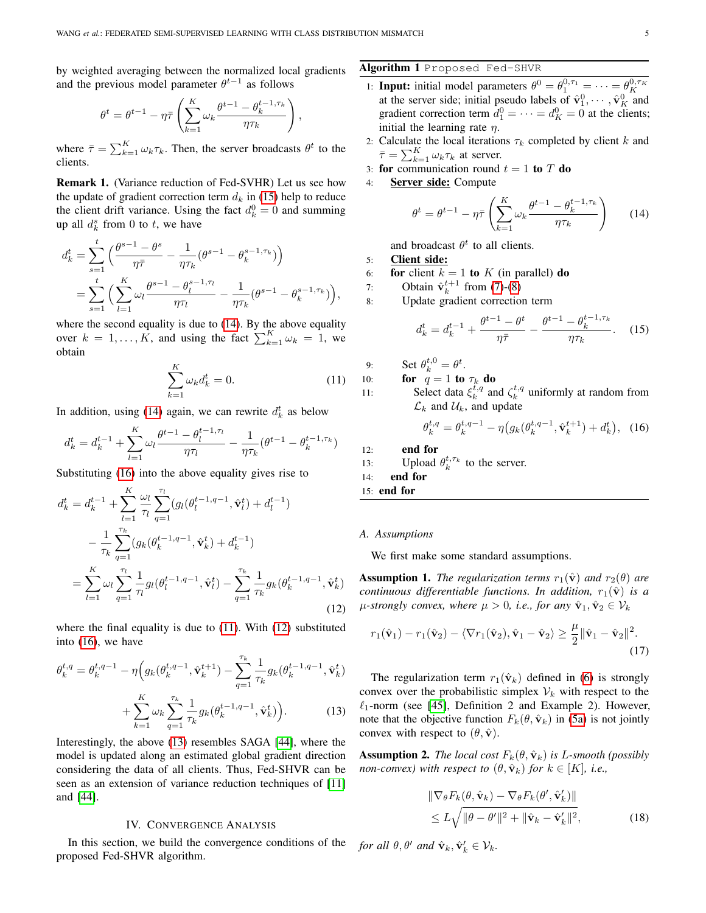by weighted averaging between the normalized local gradients and the previous model parameter $\theta^{t-1}$ as follows

$$\theta^t = \theta^{t-1} - \eta\bar{\tau}\left(\sum_{k=1}^{K}\omega_k \frac{\theta^{t-1} - \theta_k^{t-1,\tau_k}}{\eta\tau_k}\right),$$

where $\bar{\tau} = \sum_{k=1}^{K}\omega_k\tau_k$. Then, the server broadcasts $\theta^t$ to the clients.

**Remark 1.** (Variance reduction of Fed-SVHR) Let us see how the update of gradient correction term $d_k$ in (15) help to reduce the client drift variance. Using the fact $d_k^0 = 0$ and summing up all $d_k^s$ from 0 to $t$, we have

$$\begin{aligned}
d_k^t &= \sum_{s=1}^{t}\Big(\frac{\theta^{s-1} - \theta^s}{\eta\bar{\tau}} - \frac{1}{\eta\tau_k}(\theta^{s-1} - \theta_k^{s-1,\tau_k})\Big) \\
&= \sum_{s=1}^{t}\Big(\sum_{l=1}^{K}\omega_l \frac{\theta^{s-1} - \theta_l^{s-1,\tau_l}}{\eta\tau_l} - \frac{1}{\eta\tau_k}(\theta^{s-1} - \theta_k^{s-1,\tau_k})\Big),
\end{aligned}$$

where the second equality is due to (14). By the above equality over $k = 1, \ldots, K$, and using the fact $\sum_{k=1}^{K}\omega_k = 1$, we obtain

$$\sum_{k=1}^{K}\omega_k d_k^t = 0. \tag{11}$$

In addition, using (14) again, we can rewrite $d_k^t$ as below

$$d_k^t = d_k^{t-1} + \sum_{l=1}^{K}\omega_l \frac{\theta^{t-1} - \theta_l^{t-1,\tau_l}}{\eta\tau_l} - \frac{1}{\eta\tau_k}(\theta^{t-1} - \theta_k^{t-1,\tau_k})$$

Substituting (16) into the above equality gives rise to

$$\begin{aligned}
d_k^t &= d_k^{t-1} + \sum_{l=1}^{K}\frac{\omega_l}{\tau_l}\sum_{q=1}^{\tau_l}(g_l(\theta_l^{t-1,q-1}, \hat{\mathbf{v}}_l^t) + d_l^{t-1}) \\
&\quad - \frac{1}{\tau_k}\sum_{q=1}^{\tau_k}(g_k(\theta_k^{t-1,q-1}, \hat{\mathbf{v}}_k^t) + d_k^{t-1}) \\
&= \sum_{l=1}^{K}\omega_l\sum_{q=1}^{\tau_l}\frac{1}{\tau_l}g_l(\theta_l^{t-1,q-1}, \hat{\mathbf{v}}_l^t) - \sum_{q=1}^{\tau_k}\frac{1}{\tau_k}g_k(\theta_k^{t-1,q-1}, \hat{\mathbf{v}}_k^t)
\end{aligned} \tag{12}$$

where the final equality is due to (11). With (12) substituted into (16), we have

$$\begin{aligned}
\theta_k^{t,q} = \theta_k^{t,q-1} - \eta\Big(&g_k(\theta_k^{t,q-1}, \hat{\mathbf{v}}_k^{t+1}) - \sum_{q=1}^{\tau_k}\frac{1}{\tau_k}g_k(\theta_k^{t-1,q-1}, \hat{\mathbf{v}}_k^t) \\
&+ \sum_{k=1}^{K}\omega_k\sum_{q=1}^{\tau_k}\frac{1}{\tau_k}g_k(\theta_k^{t-1,q-1}, \hat{\mathbf{v}}_k^t)\Big).
\end{aligned} \tag{13}$$

Interestingly, the above (13) resembles SAGA [44], where the model is updated along an estimated global gradient direction considering the data of all clients. Thus, Fed-SHVR can be seen as an extension of variance reduction techniques of [11] and [44].

## IV. Convergence Analysis

In this section, we build the convergence conditions of the proposed Fed-SHVR algorithm.

---

**Algorithm 1** Proposed `Fed-SHVR`

1: **Input:** initial model parameters $\theta^0 = \theta_1^{0,\tau_1} = \cdots = \theta_K^{0,\tau_K}$ at the server side; initial pseudo labels of $\hat{\mathbf{v}}_1^0, \cdots, \hat{\mathbf{v}}_K^0$ and gradient correction term $d_1^0 = \cdots = d_K^0 = 0$ at the clients; initial the learning rate $\eta$.

2: Calculate the local iterations $\tau_k$ completed by client $k$ and $\bar{\tau} = \sum_{k=1}^{K}\omega_k\tau_k$ at server.

3: **for** communication round $t = 1$ **to** $T$ **do**

4: &nbsp;&nbsp;&nbsp;&nbsp;**Server side:** Compute

$$\theta^t = \theta^{t-1} - \eta\bar{\tau}\left(\sum_{k=1}^{K}\omega_k \frac{\theta^{t-1} - \theta_k^{t-1,\tau_k}}{\eta\tau_k}\right) \tag{14}$$

&nbsp;&nbsp;&nbsp;&nbsp;and broadcast $\theta^t$ to all clients.

5: &nbsp;&nbsp;&nbsp;&nbsp;**Client side:**

6: &nbsp;&nbsp;&nbsp;&nbsp;**for** client $k = 1$ **to** $K$ (in parallel) **do**

7: &nbsp;&nbsp;&nbsp;&nbsp;&nbsp;&nbsp;&nbsp;&nbsp;Obtain $\hat{\mathbf{v}}_k^{t+1}$ from (7)-(8)

8: &nbsp;&nbsp;&nbsp;&nbsp;&nbsp;&nbsp;&nbsp;&nbsp;Update gradient correction term

$$d_k^t = d_k^{t-1} + \frac{\theta^{t-1} - \theta^t}{\eta\bar{\tau}} - \frac{\theta^{t-1} - \theta_k^{t-1,\tau_k}}{\eta\tau_k}. \tag{15}$$

9: &nbsp;&nbsp;&nbsp;&nbsp;&nbsp;&nbsp;&nbsp;&nbsp;Set $\theta_k^{t,0} = \theta^t$.

10: &nbsp;&nbsp;&nbsp;&nbsp;&nbsp;&nbsp;&nbsp;**for** $q = 1$ **to** $\tau_k$ **do**

11: &nbsp;&nbsp;&nbsp;&nbsp;&nbsp;&nbsp;&nbsp;&nbsp;&nbsp;&nbsp;&nbsp;Select data $\xi_k^{t,q}$ and $\zeta_k^{t,q}$ uniformly at random from $\mathcal{L}_k$ and $\mathcal{U}_k$, and update

$$\theta_k^{t,q} = \theta_k^{t,q-1} - \eta\big(g_k(\theta_k^{t,q-1}, \hat{\mathbf{v}}_k^{t+1}) + d_k^t\big), \tag{16}$$

12: &nbsp;&nbsp;&nbsp;&nbsp;&nbsp;&nbsp;&nbsp;**end for**

13: &nbsp;&nbsp;&nbsp;&nbsp;&nbsp;&nbsp;&nbsp;Upload $\theta_k^{t,\tau_k}$ to the server.

14: &nbsp;&nbsp;&nbsp;&nbsp;**end for**

15: **end for**

---

### A. Assumptions

We first make some standard assumptions.

**Assumption 1.** *The regularization terms $r_1(\hat{\mathbf{v}})$ and $r_2(\theta)$ are continuous differentiable functions. In addition, $r_1(\hat{\mathbf{v}})$ is a $\mu$-strongly convex, where $\mu > 0$, i.e., for any $\hat{\mathbf{v}}_1, \hat{\mathbf{v}}_2 \in \mathcal{V}_k$*

$$r_1(\hat{\mathbf{v}}_1) - r_1(\hat{\mathbf{v}}_2) - \langle\nabla r_1(\hat{\mathbf{v}}_2), \hat{\mathbf{v}}_1 - \hat{\mathbf{v}}_2\rangle \geq \frac{\mu}{2}\|\hat{\mathbf{v}}_1 - \hat{\mathbf{v}}_2\|^2. \tag{17}$$

The regularization term $r_1(\hat{\mathbf{v}}_k)$ defined in (6) is strongly convex over the probabilistic simplex $\mathcal{V}_k$ with respect to the $\ell_1$-norm (see [45], Definition 2 and Example 2). However, note that the objective function $F_k(\theta, \hat{\mathbf{v}}_k)$ in (5a) is not jointly convex with respect to $(\theta, \hat{\mathbf{v}})$.

**Assumption 2.** *The local cost $F_k(\theta, \hat{\mathbf{v}}_k)$ is L-smooth (possibly non-convex) with respect to $(\theta, \hat{\mathbf{v}}_k)$ for $k \in [K]$, i.e.,*

$$\begin{aligned}
&\|\nabla_\theta F_k(\theta, \hat{\mathbf{v}}_k) - \nabla_\theta F_k(\theta', \hat{\mathbf{v}}_k')\| \\
&\leq L\sqrt{\|\theta - \theta'\|^2 + \|\hat{\mathbf{v}}_k - \hat{\mathbf{v}}_k'\|^2},
\end{aligned} \tag{18}$$

*for all $\theta, \theta'$ and $\hat{\mathbf{v}}_k, \hat{\mathbf{v}}_k' \in \mathcal{V}_k$.*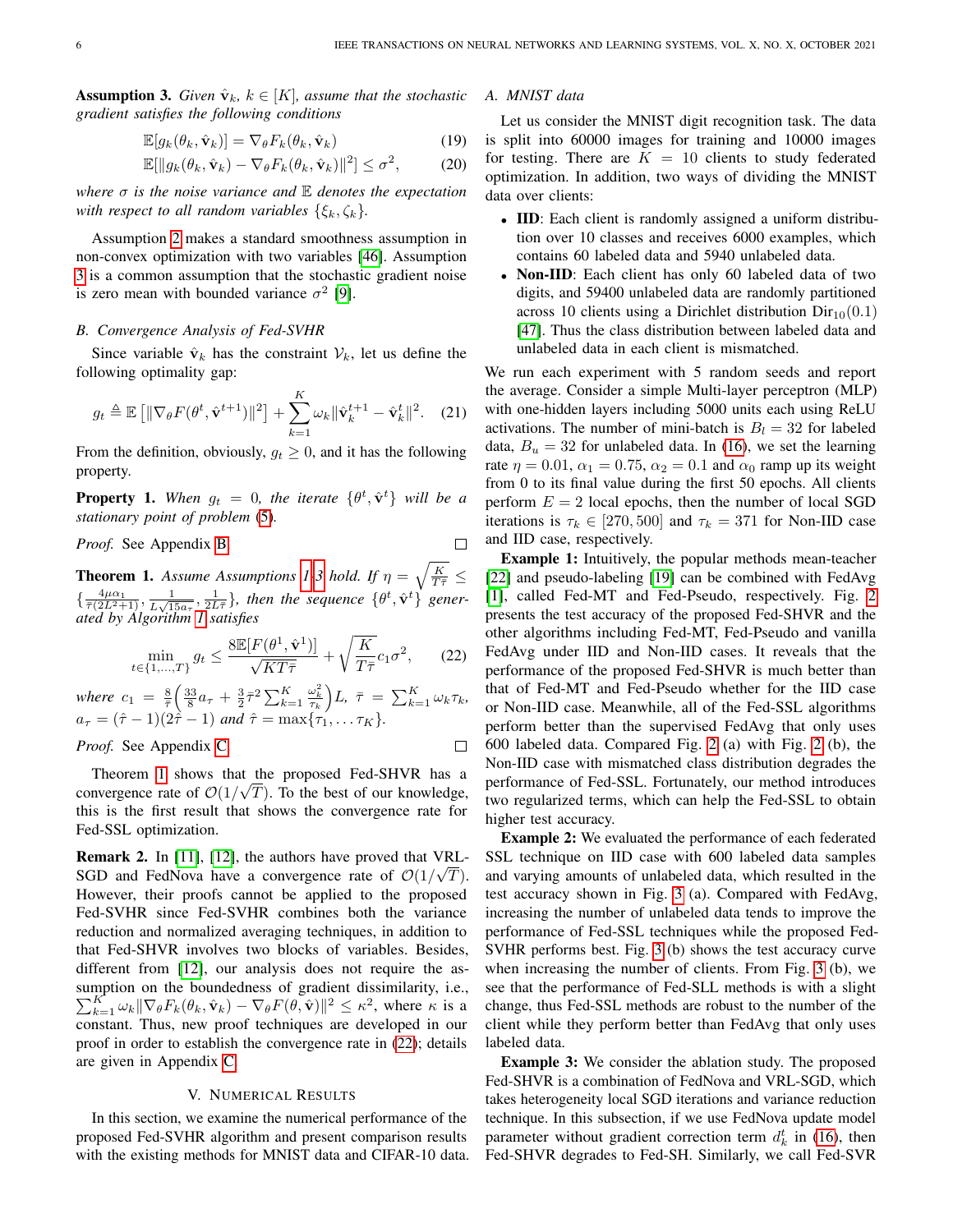**Assumption 3.** *Given $\hat{\mathbf{v}}_k$, $k \in [K]$, assume that the stochastic gradient satisfies the following conditions*

$$\mathbb{E}[g_k(\theta_k, \hat{\mathbf{v}}_k)] = \nabla_\theta F_k(\theta_k, \hat{\mathbf{v}}_k) \tag{19}$$

$$\mathbb{E}[\|g_k(\theta_k, \hat{\mathbf{v}}_k) - \nabla_\theta F_k(\theta_k, \hat{\mathbf{v}}_k)\|^2] \le \sigma^2, \tag{20}$$

*where $\sigma$ is the noise variance and $\mathbb{E}$ denotes the expectation with respect to all random variables $\{\xi_k, \zeta_k\}$.*

Assumption 2 makes a standard smoothness assumption in non-convex optimization with two variables [46]. Assumption 3 is a common assumption that the stochastic gradient noise is zero mean with bounded variance $\sigma^2$ [9].

### B. Convergence Analysis of Fed-SVHR

Since variable $\hat{\mathbf{v}}_k$ has the constraint $\mathcal{V}_k$, let us define the following optimality gap:

$$g_t \triangleq \mathbb{E}\left[\|\nabla_\theta F(\theta^t, \hat{\mathbf{v}}^{t+1})\|^2\right] + \sum_{k=1}^{K} \omega_k \|\hat{\mathbf{v}}_k^{t+1} - \hat{\mathbf{v}}_k^t\|^2. \tag{21}$$

From the definition, obviously, $g_t \ge 0$, and it has the following property.

**Property 1.** *When $g_t = 0$, the iterate $\{\theta^t, \hat{\mathbf{v}}^t\}$ will be a stationary point of problem (5).*

*Proof.* See Appendix B. □

**Theorem 1.** *Assume Assumptions 1-3 hold. If $\eta = \sqrt{\frac{K}{T\bar{\tau}}} \le \{\frac{4\mu\alpha_1}{\bar{\tau}(2L^2+1)}, \frac{1}{L\sqrt{15a_\tau}}, \frac{1}{2L\bar{\tau}}\}$, then the sequence $\{\theta^t, \hat{\mathbf{v}}^t\}$ generated by Algorithm 1 satisfies*

$$\min_{t\in\{1,\ldots,T\}} g_t \le \frac{8\mathbb{E}[F(\theta^1, \hat{\mathbf{v}}^1)]}{\sqrt{KT\bar{\tau}}} + \sqrt{\frac{K}{T\bar{\tau}}} c_1\sigma^2, \tag{22}$$

*where $c_1 = \frac{8}{\bar{\tau}}\left(\frac{33}{8}a_\tau + \frac{3}{2}\bar{\tau}^2 \sum_{k=1}^{K} \frac{\omega_k^2}{\tau_k}\right)L$, $\bar{\tau} = \sum_{k=1}^{K} \omega_k \tau_k$, $a_\tau = (\hat{\tau}-1)(2\hat{\tau}-1)$ and $\hat{\tau} = \max\{\tau_1, \ldots \tau_K\}$.*

*Proof.* See Appendix C. □

Theorem 1 shows that the proposed Fed-SHVR has a convergence rate of $\mathcal{O}(1/\sqrt{T})$. To the best of our knowledge, this is the first result that shows the convergence rate for Fed-SSL optimization.

**Remark 2.** In [11], [12], the authors have proved that VRL-SGD and FedNova have a convergence rate of $\mathcal{O}(1/\sqrt{T})$. However, their proofs cannot be applied to the proposed Fed-SVHR since Fed-SVHR combines both the variance reduction and normalized averaging techniques, in addition to that Fed-SHVR involves two blocks of variables. Besides, different from [12], our analysis does not require the assumption on the boundedness of gradient dissimilarity, i.e., $\sum_{k=1}^{K} \omega_k \|\nabla_\theta F_k(\theta_k, \hat{\mathbf{v}}_k) - \nabla_\theta F(\theta, \hat{\mathbf{v}})\|^2 \le \kappa^2$, where $\kappa$ is a constant. Thus, new proof techniques are developed in our proof in order to establish the convergence rate in (22); details are given in Appendix C.

## V. Numerical Results

In this section, we examine the numerical performance of the proposed Fed-SVHR algorithm and present comparison results with the existing methods for MNIST data and CIFAR-10 data.

### A. MNIST data

Let us consider the MNIST digit recognition task. The data is split into 60000 images for training and 10000 images for testing. There are $K = 10$ clients to study federated optimization. In addition, two ways of dividing the MNIST data over clients:

- **IID**: Each client is randomly assigned a uniform distribution over 10 classes and receives 6000 examples, which contains 60 labeled data and 5940 unlabeled data.
- **Non-IID**: Each client has only 60 labeled data of two digits, and 59400 unlabeled data are randomly partitioned across 10 clients using a Dirichlet distribution $\text{Dir}_{10}(0.1)$ [47]. Thus the class distribution between labeled data and unlabeled data in each client is mismatched.

We run each experiment with 5 random seeds and report the average. Consider a simple Multi-layer perceptron (MLP) with one-hidden layers including 5000 units each using ReLU activations. The number of mini-batch is $B_l = 32$ for labeled data, $B_u = 32$ for unlabeled data. In (16), we set the learning rate $\eta = 0.01$, $\alpha_1 = 0.75$, $\alpha_2 = 0.1$ and $\alpha_0$ ramp up its weight from 0 to its final value during the first 50 epochs. All clients perform $E = 2$ local epochs, then the number of local SGD iterations is $\tau_k \in [270, 500]$ and $\tau_k = 371$ for Non-IID case and IID case, respectively.

**Example 1:** Intuitively, the popular methods mean-teacher [22] and pseudo-labeling [19] can be combined with FedAvg [1], called Fed-MT and Fed-Pseudo, respectively. Fig. 2 presents the test accuracy of the proposed Fed-SHVR and the other algorithms including Fed-MT, Fed-Pseudo and vanilla FedAvg under IID and Non-IID cases. It reveals that the performance of the proposed Fed-SHVR is much better than that of Fed-MT and Fed-Pseudo whether for the IID case or Non-IID case. Meanwhile, all of the Fed-SSL algorithms perform better than the supervised FedAvg that only uses 600 labeled data. Compared Fig. 2 (a) with Fig. 2 (b), the Non-IID case with mismatched class distribution degrades the performance of Fed-SSL. Fortunately, our method introduces two regularized terms, which can help the Fed-SSL to obtain higher test accuracy.

**Example 2:** We evaluated the performance of each federated SSL technique on IID case with 600 labeled data samples and varying amounts of unlabeled data, which resulted in the test accuracy shown in Fig. 3 (a). Compared with FedAvg, increasing the number of unlabeled data tends to improve the performance of Fed-SSL techniques while the proposed Fed-SVHR performs best. Fig. 3 (b) shows the test accuracy curve when increasing the number of clients. From Fig. 3 (b), we see that the performance of Fed-SLL methods is with a slight change, thus Fed-SSL methods are robust to the number of the client while they perform better than FedAvg that only uses labeled data.

**Example 3:** We consider the ablation study. The proposed Fed-SHVR is a combination of FedNova and VRL-SGD, which takes heterogeneity local SGD iterations and variance reduction technique. In this subsection, if we use FedNova update model parameter without gradient correction term $d_k^t$ in (16), then Fed-SHVR degrades to Fed-SH. Similarly, we call Fed-SVR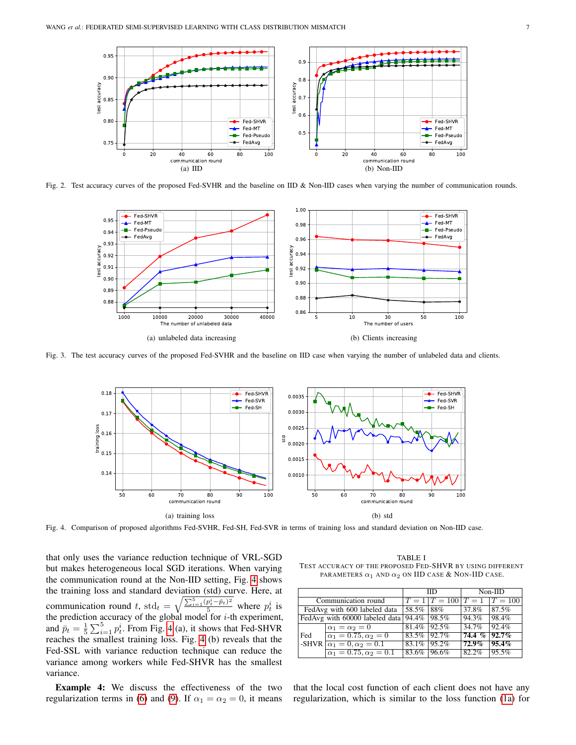0.95
0.90
0.85
0.80
0.75
test accuracy
0 20 40 60 80 100
communication round
Fed-SHVR
Fed-MT
Fed-Pseudo
FedAvg

(a) IID

0.9
0.8
0.7
0.6
0.5
test accuracy
0 20 40 60 80 100
communication round
Fed-SHVR
Fed-MT
Fed-Pseudo
FedAvg

(b) Non-IID

Fig. 2. Test accuracy curves of the proposed Fed-SVHR and the baseline on IID & Non-IID cases when varying the number of communication rounds.

0.95
0.94
0.93
0.92
0.91
0.90
0.89
0.88
test accuracy
1000 10000 20000 30000 40000
The number of unlabeled data
Fed-SHVR
Fed-MT
Fed-Pseudo
FedAvg

(a) unlabeled data increasing

1.00
0.98
0.96
0.94
0.92
0.90
0.88
0.86
test accuracy
5 10 30 50 100
The number of users
Fed-SHVR
Fed-MT
Fed-Pseudo
FedAvg

(b) Clients increasing

Fig. 3. The test accuracy curves of the proposed Fed-SVHR and the baseline on IID case when varying the number of unlabeled data and clients.

0.18
0.17
0.16
0.15
0.14
training loss
50 60 70 80 90 100
communication round
Fed-SHVR
Fed-SVR
Fed-SH

(a) training loss

0.0035
0.0030
0.0025
0.0020
0.0015
0.0010
std
50 60 70 80 90 100
communication round
Fed-SHVR
Fed-SVR
Fed-SH

(b) std

Fig. 4. Comparison of proposed algorithms Fed-SVHR, Fed-SH, Fed-SVR in terms of training loss and standard deviation on Non-IID case.

that only uses the variance reduction technique of VRL-SGD but makes heterogeneous local SGD iterations. When varying the communication round at the Non-IID setting, Fig. 4 shows the training loss and standard deviation (std) curve. Here, at communication round $t$, $\text{std}_t = \sqrt{\frac{\sum_{i=1}^{5}(p_t^i - \bar{p}_t)^2}{5}}$ where $p_t^i$ is the prediction accuracy of the global model for $i$-th experiment, and $\bar{p}_t = \frac{1}{5}\sum_{i=1}^{5} p_t^i$. From Fig. 4 (a), it shows that Fed-SHVR reaches the smallest training loss. Fig. 4 (b) reveals that the Fed-SSL with variance reduction technique can reduce the variance among workers while Fed-SHVR has the smallest variance.

**Example 4:** We discuss the effectiveness of the two regularization terms in (6) and (9). If $\alpha_1 = \alpha_2 = 0$, it means that the local cost function of each client does not have any regularization, which is similar to the loss function (1a) for

TABLE I
TEST ACCURACY OF THE PROPOSED FED-SHVR BY USING DIFFERENT PARAMETERS $\alpha_1$ AND $\alpha_2$ ON IID CASE & NON-IID CASE.

| | | IID | | Non-IID | |
|---|---|---|---|---|---|
| Communication round | | $T=1$ | $T=100$ | $T=1$ | $T=100$ |
| FedAvg with 600 labeled data | | 58.5% | 88% | 37.8% | 87.5% |
| FedAvg with 60000 labeled data | | 94.4% | 98.5% | 94.3% | 98.4% |
| Fed -SHVR | $\alpha_1=\alpha_2=0$ | 81.4% | 92.5% | 34.7% | 92.4% |
| | $\alpha_1=0.75, \alpha_2=0$ | 83.5% | 92.7% | **74.4 %** | **92.7%** |
| | $\alpha_1=0, \alpha_2=0.1$ | 83.1% | 95.2% | **72.9%** | **95.4%** |
| | $\alpha_1=0.75, \alpha_2=0.1$ | 83.6% | 96.6% | 82.2% | 95.5% |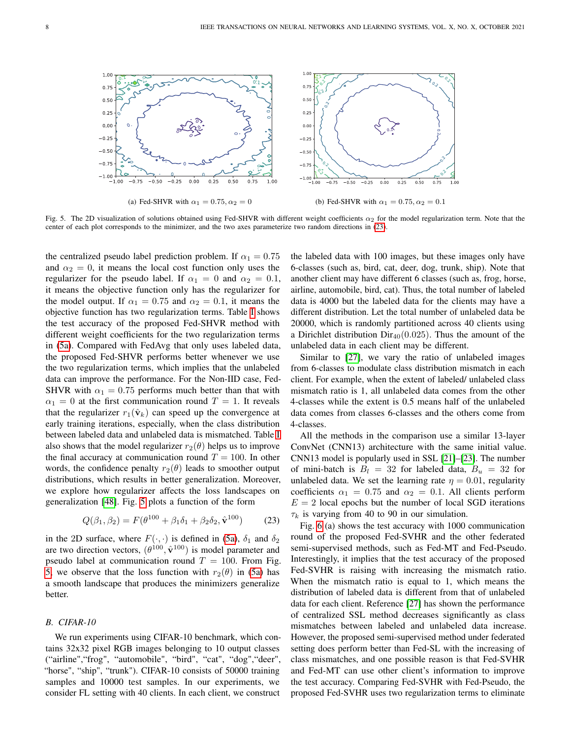(a) Fed-SHVR with $\alpha_1 = 0.75, \alpha_2 = 0$

(b) Fed-SHVR with $\alpha_1 = 0.75, \alpha_2 = 0.1$

Fig. 5. The 2D visualization of solutions obtained using Fed-SHVR with different weight coefficients $\alpha_2$ for the model regularization term. Note that the center of each plot corresponds to the minimizer, and the two axes parameterize two random directions in (23).

the centralized pseudo label prediction problem. If $\alpha_1 = 0.75$ and $\alpha_2 = 0$, it means the local cost function only uses the regularizer for the pseudo label. If $\alpha_1 = 0$ and $\alpha_2 = 0.1$, it means the objective function only has the regularizer for the model output. If $\alpha_1 = 0.75$ and $\alpha_2 = 0.1$, it means the objective function has two regularization terms. Table I shows the test accuracy of the proposed Fed-SHVR method with different weight coefficients for the two regularization terms in (5a). Compared with FedAvg that only uses labeled data, the proposed Fed-SHVR performs better whenever we use the two regularization terms, which implies that the unlabeled data can improve the performance. For the Non-IID case, Fed-SHVR with $\alpha_1 = 0.75$ performs much better than that with $\alpha_1 = 0$ at the first communication round $T = 1$. It reveals that the regularizer $r_1(\hat{\mathbf{v}}_k)$ can speed up the convergence at early training iterations, especially, when the class distribution between labeled data and unlabeled data is mismatched. Table I also shows that the model regularizer $r_2(\theta)$ helps us to improve the final accuracy at communication round $T = 100$. In other words, the confidence penalty $r_2(\theta)$ leads to smoother output distributions, which results in better generalization. Moreover, we explore how regularizer affects the loss landscapes on generalization [48]. Fig. 5 plots a function of the form

$$Q(\beta_1, \beta_2) = F(\theta^{100} + \beta_1 \delta_1 + \beta_2 \delta_2, \hat{\mathbf{v}}^{100}) \tag{23}$$

in the 2D surface, where $F(\cdot, \cdot)$ is defined in (5a), $\delta_1$ and $\delta_2$ are two direction vectors, $(\theta^{100}, \hat{\mathbf{v}}^{100})$ is model parameter and pseudo label at communication round $T = 100$. From Fig. 5, we observe that the loss function with $r_2(\theta)$ in (5a) has a smooth landscape that produces the minimizers generalize better.

### B. CIFAR-10

We run experiments using CIFAR-10 benchmark, which contains 32x32 pixel RGB images belonging to 10 output classes (“airline”,“frog”, “automobile”, “bird”, “cat”, “dog”,“deer”, “horse”, “ship”, “trunk”). CIFAR-10 consists of 50000 training samples and 10000 test samples. In our experiments, we consider FL setting with 40 clients. In each client, we construct the labeled data with 100 images, but these images only have 6-classes (such as, bird, cat, deer, dog, trunk, ship). Note that another client may have different 6 classes (such as, frog, horse, airline, automobile, bird, cat). Thus, the total number of labeled data is 4000 but the labeled data for the clients may have a different distribution. Let the total number of unlabeled data be 20000, which is randomly partitioned across 40 clients using a Dirichlet distribution $\text{Dir}_{40}(0.025)$. Thus the amount of the unlabeled data in each client may be different.

Similar to [27], we vary the ratio of unlabeled images from 6-classes to modulate class distribution mismatch in each client. For example, when the extent of labeled/ unlabeled class mismatch ratio is 1, all unlabeled data comes from the other 4-classes while the extent is 0.5 means half of the unlabeled data comes from classes 6-classes and the others come from 4-classes.

All the methods in the comparison use a similar 13-layer ConvNet (CNN13) architecture with the same initial value. CNN13 model is popularly used in SSL [21]–[23]. The number of mini-batch is $B_l = 32$ for labeled data, $B_u = 32$ for unlabeled data. We set the learning rate $\eta = 0.01$, regularity coefficients $\alpha_1 = 0.75$ and $\alpha_2 = 0.1$. All clients perform $E = 2$ local epochs but the number of local SGD iterations $\tau_k$ is varying from 40 to 90 in our simulation.

Fig. 6 (a) shows the test accuracy with 1000 communication round of the proposed Fed-SVHR and the other federated semi-supervised methods, such as Fed-MT and Fed-Pseudo. Interestingly, it implies that the test accuracy of the proposed Fed-SVHR is raising with increasing the mismatch ratio. When the mismatch ratio is equal to 1, which means the distribution of labeled data is different from that of unlabeled data for each client. Reference [27] has shown the performance of centralized SSL method decreases significantly as class mismatches between labeled and unlabeled data increase. However, the proposed semi-supervised method under federated setting does perform better than Fed-SL with the increasing of class mismatches, and one possible reason is that Fed-SVHR and Fed-MT can use other client's information to improve the test accuracy. Comparing Fed-SVHR with Fed-Pseudo, the proposed Fed-SVHR uses two regularization terms to eliminate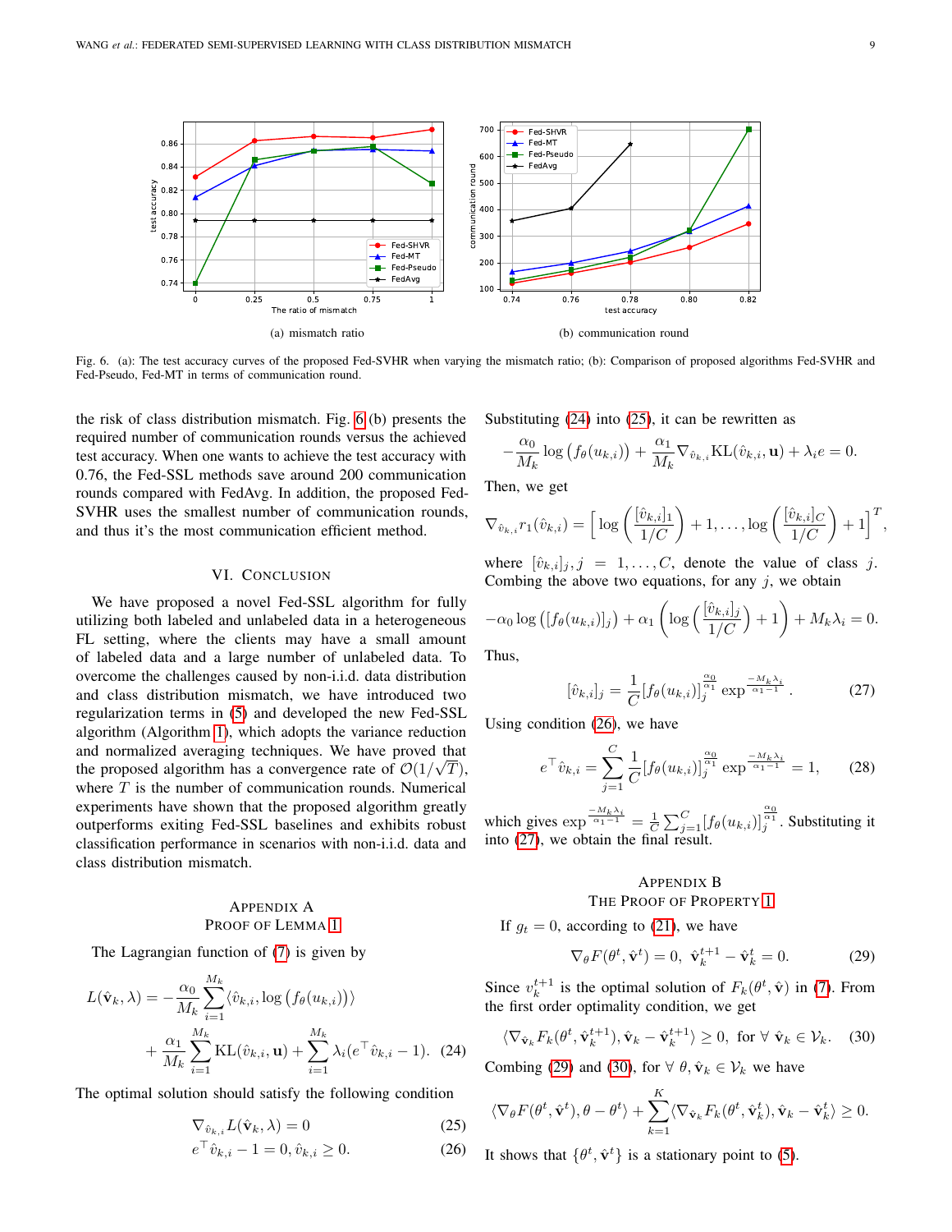(a) mismatch ratio

test accuracy

0.86
0.84
0.82
0.80
0.78
0.76
0.74

0 0.25 0.5 0.75 1

The ratio of mismatch

Fed-SHVR
Fed-MT
Fed-Pseudo
FedAvg

(b) communication round

communication round

700
600
500
400
300
200
100

0.74 0.76 0.78 0.80 0.82

test accuracy

Fed-SHVR
Fed-MT
Fed-Pseudo
FedAvg

Fig. 6. (a): The test accuracy curves of the proposed Fed-SVHR when varying the mismatch ratio; (b): Comparison of proposed algorithms Fed-SVHR and Fed-Pseudo, Fed-MT in terms of communication round.

the risk of class distribution mismatch. Fig. 6 (b) presents the required number of communication rounds versus the achieved test accuracy. When one wants to achieve the test accuracy with 0.76, the Fed-SSL methods save around 200 communication rounds compared with FedAvg. In addition, the proposed Fed-SVHR uses the smallest number of communication rounds, and thus it's the most communication efficient method.

## VI. Conclusion

We have proposed a novel Fed-SSL algorithm for fully utilizing both labeled and unlabeled data in a heterogeneous FL setting, where the clients may have a small amount of labeled data and a large number of unlabeled data. To overcome the challenges caused by non-i.i.d. data distribution and class distribution mismatch, we have introduced two regularization terms in (5) and developed the new Fed-SSL algorithm (Algorithm 1), which adopts the variance reduction and normalized averaging techniques. We have proved that the proposed algorithm has a convergence rate of $\mathcal{O}(1/\sqrt{T})$, where $T$ is the number of communication rounds. Numerical experiments have shown that the proposed algorithm greatly outperforms exiting Fed-SSL baselines and exhibits robust classification performance in scenarios with non-i.i.d. data and class distribution mismatch.

## Appendix A
## Proof of Lemma 1

The Lagrangian function of (7) is given by

$$L(\hat{\mathbf{v}}_k, \lambda) = -\frac{\alpha_0}{M_k}\sum_{i=1}^{M_k}\langle \hat{v}_{k,i}, \log\left(f_\theta(u_{k,i})\right)\rangle + \frac{\alpha_1}{M_k}\sum_{i=1}^{M_k}\mathrm{KL}(\hat{v}_{k,i}, \mathbf{u}) + \sum_{i=1}^{M_k}\lambda_i(e^\top \hat{v}_{k,i} - 1). \quad (24)$$

The optimal solution should satisfy the following condition

$$\nabla_{\hat{v}_{k,i}} L(\hat{\mathbf{v}}_k, \lambda) = 0 \quad (25)$$

$$e^\top \hat{v}_{k,i} - 1 = 0, \hat{v}_{k,i} \geq 0. \quad (26)$$

Substituting (24) into (25), it can be rewritten as

$$-\frac{\alpha_0}{M_k}\log\left(f_\theta(u_{k,i})\right) + \frac{\alpha_1}{M_k}\nabla_{\hat{v}_{k,i}}\mathrm{KL}(\hat{v}_{k,i}, \mathbf{u}) + \lambda_i e = 0.$$

Then, we get

$$\nabla_{\hat{v}_{k,i}} r_1(\hat{v}_{k,i}) = \Big[\log\left(\frac{[\hat{v}_{k,i}]_1}{1/C}\right) + 1, \ldots, \log\left(\frac{[\hat{v}_{k,i}]_C}{1/C}\right) + 1\Big]^T,$$

where $[\hat{v}_{k,i}]_j, j = 1, \ldots, C$, denote the value of class $j$. Combing the above two equations, for any $j$, we obtain

$$-\alpha_0 \log\left([f_\theta(u_{k,i})]_j\right) + \alpha_1\left(\log\left(\frac{[\hat{v}_{k,i}]_j}{1/C}\right) + 1\right) + M_k\lambda_i = 0.$$

Thus,

$$[\hat{v}_{k,i}]_j = \frac{1}{C}[f_\theta(u_{k,i})]_j^{\frac{\alpha_0}{\alpha_1}} \exp^{\frac{-M_k\lambda_i}{\alpha_1 - 1}}. \quad (27)$$

Using condition (26), we have

$$e^\top \hat{v}_{k,i} = \sum_{j=1}^{C}\frac{1}{C}[f_\theta(u_{k,i})]_j^{\frac{\alpha_0}{\alpha_1}} \exp^{\frac{-M_k\lambda_i}{\alpha_1 - 1}} = 1, \quad (28)$$

which gives $\exp^{\frac{-M_k\lambda_i}{\alpha_1-1}} = \frac{1}{C}\sum_{j=1}^{C}[f_\theta(u_{k,i})]_j^{\frac{\alpha_0}{\alpha_1}}$. Substituting it into (27), we obtain the final result.

## Appendix B
## The Proof of Property 1

If $g_t = 0$, according to (21), we have

$$\nabla_\theta F(\theta^t, \hat{\mathbf{v}}^t) = 0, \; \hat{\mathbf{v}}_k^{t+1} - \hat{\mathbf{v}}_k^t = 0. \quad (29)$$

Since $v_k^{t+1}$ is the optimal solution of $F_k(\theta^t, \hat{\mathbf{v}})$ in (7). From the first order optimality condition, we get

$$\langle \nabla_{\hat{\mathbf{v}}_k} F_k(\theta^t, \hat{\mathbf{v}}_k^{t+1}), \hat{\mathbf{v}}_k - \hat{\mathbf{v}}_k^{t+1}\rangle \geq 0, \text{ for } \forall\, \hat{\mathbf{v}}_k \in \mathcal{V}_k. \quad (30)$$

Combing (29) and (30), for $\forall\, \theta, \hat{\mathbf{v}}_k \in \mathcal{V}_k$ we have

$$\langle \nabla_\theta F(\theta^t, \hat{\mathbf{v}}^t), \theta - \theta^t\rangle + \sum_{k=1}^{K}\langle \nabla_{\hat{\mathbf{v}}_k} F_k(\theta^t, \hat{\mathbf{v}}_k^t), \hat{\mathbf{v}}_k - \hat{\mathbf{v}}_k^t\rangle \geq 0.$$

It shows that $\{\theta^t, \hat{\mathbf{v}}^t\}$ is a stationary point to (5).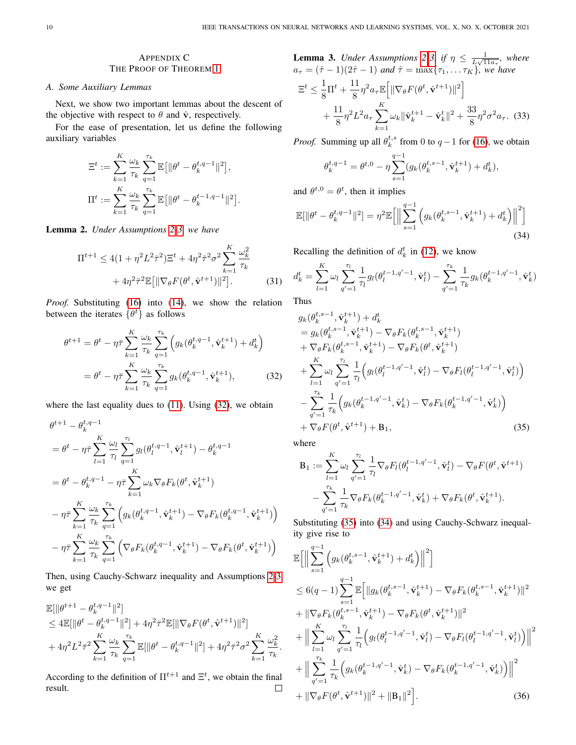## Appendix C
## The Proof of Theorem 1

### A. Some Auxiliary Lemmas

Next, we show two important lemmas about the descent of the objective with respect to $\theta$ and $\hat{\mathbf{v}}$, respectively.

For the ease of presentation, let us define the following auxiliary variables

$$\Xi^t := \sum_{k=1}^{K} \frac{\omega_k}{\tau_k} \sum_{q=1}^{\tau_k} \mathbb{E}\big[\|\theta^t - \theta_k^{t,q-1}\|^2\big],$$

$$\Pi^t := \sum_{k=1}^{K} \frac{\omega_k}{\tau_k} \sum_{q=1}^{\tau_k} \mathbb{E}\big[\|\theta^t - \theta_k^{t-1,q-1}\|^2\big].$$

**Lemma 2.** *Under Assumptions 2-3, we have*

$$\Pi^{t+1} \leq 4(1+\eta^2 L^2 \bar{\tau}^2)\Xi^t + 4\eta^2\bar{\tau}^2\sigma^2 \sum_{k=1}^{K} \frac{\omega_k^2}{\tau_k} + 4\eta^2\bar{\tau}^2 \mathbb{E}\big[\|\nabla_\theta F(\theta^t, \hat{\mathbf{v}}^{t+1})\|^2\big]. \quad (31)$$

*Proof.* Substituting (16) into (14), we show the relation between the iterates $\{\theta^t\}$ as follows

$$\begin{aligned}
\theta^{t+1} &= \theta^t - \eta\bar{\tau}\sum_{k=1}^{K}\frac{\omega_k}{\tau_k}\sum_{q=1}^{\tau_k}\Big(g_k(\theta_k^{t,q-1}, \hat{\mathbf{v}}_k^{t+1}) + d_k^t\Big) \\
&= \theta^t - \eta\bar{\tau}\sum_{k=1}^{K}\frac{\omega_k}{\tau_k}\sum_{q=1}^{\tau_k} g_k(\theta_k^{t,q-1}, \hat{\mathbf{v}}_k^{t+1}), \quad (32)
\end{aligned}$$

where the last equality dues to (11). Using (32), we obtain

$$\begin{aligned}
&\theta^{t+1} - \theta_k^{t,q-1} \\
&= \theta^t - \eta\bar{\tau}\sum_{l=1}^{K}\frac{\omega_l}{\tau_l}\sum_{q=1}^{\tau_l} g_l(\theta_l^{t,q-1}, \hat{\mathbf{v}}_l^{t+1}) - \theta_k^{t,q-1} \\
&= \theta^t - \theta_k^{t,q-1} - \eta\bar{\tau}\sum_{k=1}^{K}\omega_k \nabla_\theta F_k(\theta^t, \hat{\mathbf{v}}_k^{t+1}) \\
&- \eta\bar{\tau}\sum_{k=1}^{K}\frac{\omega_k}{\tau_k}\sum_{q=1}^{\tau_k}\Big(g_k(\theta_k^{t,q-1}, \hat{\mathbf{v}}_k^{t+1}) - \nabla_\theta F_k(\theta_k^{t,q-1}, \hat{\mathbf{v}}_k^{t+1})\Big) \\
&- \eta\bar{\tau}\sum_{k=1}^{K}\frac{\omega_k}{\tau_k}\sum_{q=1}^{\tau_k}\Big(\nabla_\theta F_k(\theta_k^{t,q-1}, \hat{\mathbf{v}}_k^{t+1}) - \nabla_\theta F_k(\theta^t, \hat{\mathbf{v}}_k^{t+1})\Big)
\end{aligned}$$

Then, using Cauchy-Schwarz inequality and Assumptions 2-3 we get

$$\begin{aligned}
&\mathbb{E}[\|\theta^{t+1} - \theta_k^{t,q-1}\|^2] \\
&\leq 4\mathbb{E}[\|\theta^t - \theta_k^{t,q-1}\|^2] + 4\eta^2\bar{\tau}^2\mathbb{E}[\|\nabla_\theta F(\theta^t, \hat{\mathbf{v}}^{t+1})\|^2] \\
&+ 4\eta^2 L^2\bar{\tau}^2\sum_{k=1}^{K}\frac{\omega_k}{\tau_k}\sum_{q=1}^{\tau_k}\mathbb{E}[\|\theta^t - \theta_k^{t,q-1}\|^2] + 4\eta^2\bar{\tau}^2\sigma^2\sum_{k=1}^{K}\frac{\omega_k^2}{\tau_k}.
\end{aligned}$$

According to the definition of $\Pi^{t+1}$ and $\Xi^t$, we obtain the final result. ∎

**Lemma 3.** *Under Assumptions 2-3, if $\eta \leq \frac{1}{L\sqrt{11a_\tau}}$, where $a_\tau = (\hat{\tau}-1)(2\hat{\tau}-1)$ and $\hat{\tau} = \max\{\tau_1, \ldots \tau_K\}$, we have*

$$\begin{aligned}
\Xi^t &\leq \frac{1}{8}\Pi^t + \frac{11}{8}\eta^2 a_\tau \mathbb{E}\Big[\|\nabla_\theta F(\theta^t, \hat{\mathbf{v}}^{t+1})\|^2\Big] \\
&+ \frac{11}{8}\eta^2 L^2 a_\tau\sum_{k=1}^{K}\omega_k\|\hat{\mathbf{v}}_k^{t+1} - \hat{\mathbf{v}}_k^t\|^2 + \frac{33}{8}\eta^2\sigma^2 a_\tau. \quad (33)
\end{aligned}$$

*Proof.* Summing up all $\theta_k^{t,s}$ from 0 to $q-1$ for (16), we obtain

$$\theta_k^{t,q-1} = \theta^{t,0} - \eta\sum_{s=1}^{q-1}(g_k(\theta_k^{t,s-1}, \hat{\mathbf{v}}_k^{t+1}) + d_k^t),$$

and $\theta^{t,0} = \theta^t$, then it implies

$$\mathbb{E}[\|\theta^t - \theta_k^{t,q-1}\|^2] = \eta^2\mathbb{E}\Big[\Big\|\sum_{s=1}^{q-1}\Big(g_k(\theta_k^{t,s-1}, \hat{\mathbf{v}}_k^{t+1}) + d_k^t\Big)\Big\|^2\Big] \quad (34)$$

Recalling the definition of $d_k^t$ in (12), we know

$$d_k^t = \sum_{l=1}^{K}\omega_l\sum_{q'=1}^{\tau_l}\frac{1}{\tau_l}g_l(\theta_l^{t-1,q'-1}, \hat{\mathbf{v}}_l^t) - \sum_{q'=1}^{\tau_k}\frac{1}{\tau_k}g_k(\theta_k^{t-1,q'-1}, \hat{\mathbf{v}}_k^t)$$

Thus

$$\begin{aligned}
&g_k(\theta_k^{t,s-1}, \hat{\mathbf{v}}_k^{t+1}) + d_k^t \\
&= g_k(\theta_k^{t,s-1}, \hat{\mathbf{v}}_k^{t+1}) - \nabla_\theta F_k(\theta_k^{t,s-1}, \hat{\mathbf{v}}_k^{t+1}) \\
&+ \nabla_\theta F_k(\theta_k^{t,s-1}, \hat{\mathbf{v}}_k^{t+1}) - \nabla_\theta F_k(\theta^t, \hat{\mathbf{v}}_k^{t+1}) \\
&+ \sum_{l=1}^{K}\omega_l\sum_{q'=1}^{\tau_l}\frac{1}{\tau_l}\Big(g_l(\theta_l^{t-1,q'-1}, \hat{\mathbf{v}}_l^t) - \nabla_\theta F_l(\theta_l^{t-1,q'-1}, \hat{\mathbf{v}}_l^t)\Big) \\
&- \sum_{q'=1}^{\tau_k}\frac{1}{\tau_k}\Big(g_k(\theta_k^{t-1,q'-1}, \hat{\mathbf{v}}_k^t) - \nabla_\theta F_k(\theta_k^{t-1,q'-1}, \hat{\mathbf{v}}_k^t)\Big) \\
&+ \nabla_\theta F(\theta^t, \hat{\mathbf{v}}^{t+1}) + \mathrm{B}_1, \quad (35)
\end{aligned}$$

where

$$\begin{aligned}
\mathrm{B}_1 &:= \sum_{l=1}^{K}\omega_l\sum_{q'=1}^{\tau_l}\frac{1}{\tau_l}\nabla_\theta F_l(\theta_l^{t-1,q'-1}, \hat{\mathbf{v}}_l^t) - \nabla_\theta F(\theta^t, \hat{\mathbf{v}}^{t+1}) \\
&- \sum_{q'=1}^{\tau_k}\frac{1}{\tau_k}\nabla_\theta F_k(\theta_k^{t-1,q'-1}, \hat{\mathbf{v}}_k^t) + \nabla_\theta F_k(\theta^t, \hat{\mathbf{v}}_k^{t+1}).
\end{aligned}$$

Substituting (35) into (34) and using Cauchy-Schwarz inequality give rise to

$$\begin{aligned}
&\mathbb{E}\Big[\Big\|\sum_{s=1}^{q-1}\Big(g_k(\theta_k^{t,s-1}, \hat{\mathbf{v}}_k^{t+1}) + d_k^t\Big)\Big\|^2\Big] \\
&\leq 6(q-1)\sum_{s=1}^{q-1}\mathbb{E}\Big[\|g_k(\theta_k^{t,s-1}, \hat{\mathbf{v}}_k^{t+1}) - \nabla_\theta F_k(\theta_k^{t,s-1}, \hat{\mathbf{v}}_k^{t+1})\|^2 \\
&+ \|\nabla_\theta F_k(\theta_k^{t,s-1}, \hat{\mathbf{v}}_k^{t+1}) - \nabla_\theta F_k(\theta^t, \hat{\mathbf{v}}_k^{t+1})\|^2 \\
&+ \Big\|\sum_{l=1}^{K}\omega_l\sum_{q'=1}^{\tau_l}\frac{1}{\tau_l}\Big(g_l(\theta_l^{t-1,q'-1}, \hat{\mathbf{v}}_l^t) - \nabla_\theta F_l(\theta_l^{t-1,q'-1}, \hat{\mathbf{v}}_l^t)\Big)\Big\|^2 \\
&+ \Big\|\sum_{q'=1}^{\tau_k}\frac{1}{\tau_k}\Big(g_k(\theta_k^{t-1,q'-1}, \hat{\mathbf{v}}_k^t) - \nabla_\theta F_k(\theta_k^{t-1,q'-1}, \hat{\mathbf{v}}_k^t)\Big)\Big\|^2 \\
&+ \|\nabla_\theta F(\theta^t, \hat{\mathbf{v}}^{t+1})\|^2 + \|\mathrm{B}_1\|^2\Big]. \quad (36)
\end{aligned}$$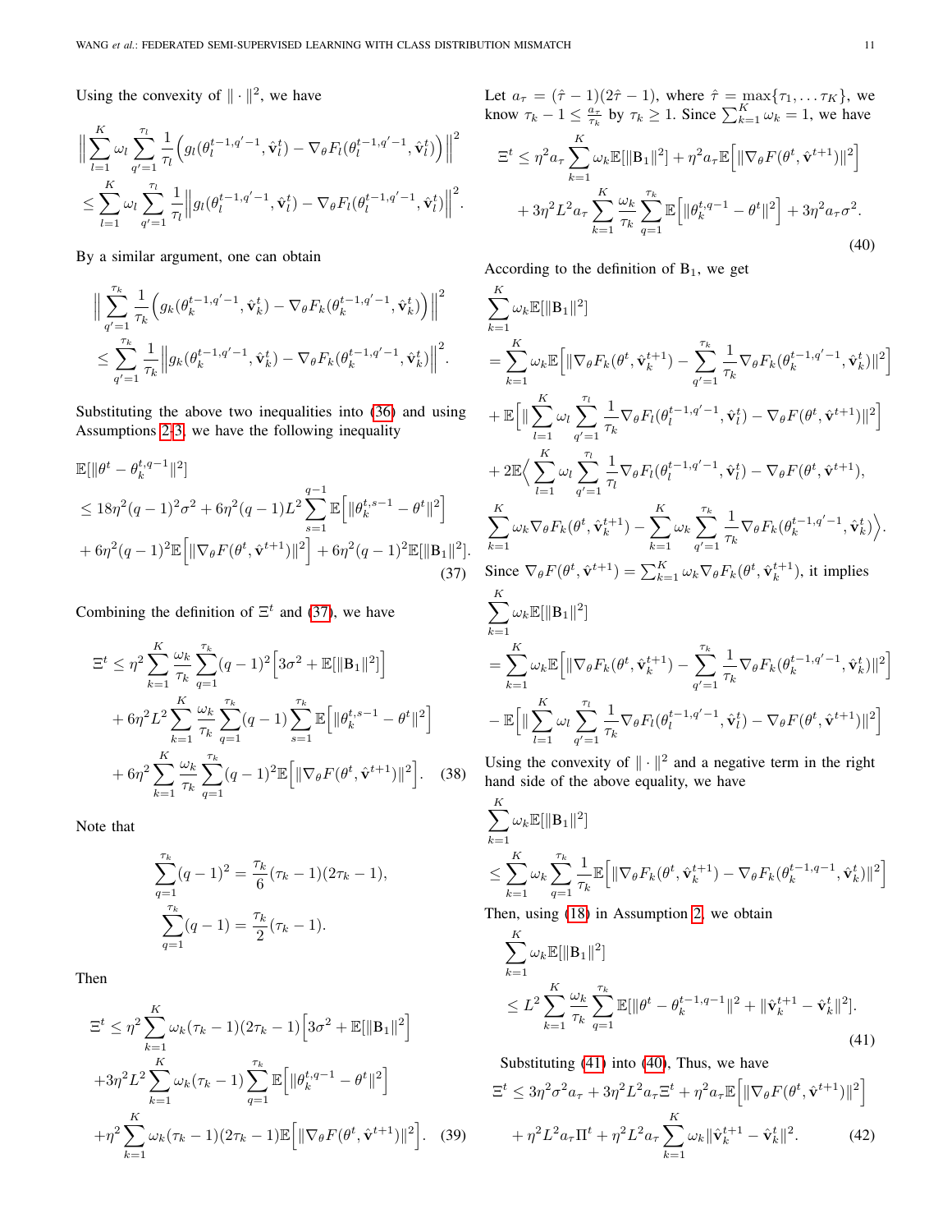Using the convexity of $\|\cdot\|^2$, we have

$$\Big\|\sum_{l=1}^{K}\omega_l\sum_{q'=1}^{\tau_l}\frac{1}{\tau_l}\Big(g_l(\theta_l^{t-1,q'-1},\hat{\mathbf{v}}_l^t)-\nabla_\theta F_l(\theta_l^{t-1,q'-1},\hat{\mathbf{v}}_l^t)\Big)\Big\|^2$$
$$\leq \sum_{l=1}^{K}\omega_l\sum_{q'=1}^{\tau_l}\frac{1}{\tau_l}\Big\|g_l(\theta_l^{t-1,q'-1},\hat{\mathbf{v}}_l^t)-\nabla_\theta F_l(\theta_l^{t-1,q'-1},\hat{\mathbf{v}}_l^t)\Big\|^2.$$

By a similar argument, one can obtain

$$\Big\|\sum_{q'=1}^{\tau_k}\frac{1}{\tau_k}\Big(g_k(\theta_k^{t-1,q'-1},\hat{\mathbf{v}}_k^t)-\nabla_\theta F_k(\theta_k^{t-1,q'-1},\hat{\mathbf{v}}_k^t)\Big)\Big\|^2$$
$$\leq \sum_{q'=1}^{\tau_k}\frac{1}{\tau_k}\Big\|g_k(\theta_k^{t-1,q'-1},\hat{\mathbf{v}}_k^t)-\nabla_\theta F_k(\theta_k^{t-1,q'-1},\hat{\mathbf{v}}_k^t)\Big\|^2.$$

Substituting the above two inequalities into (36) and using Assumptions 2-3, we have the following inequality

$$\begin{aligned}
&\mathbb{E}[\|\theta^t-\theta_k^{t,q-1}\|^2]\\
&\leq 18\eta^2(q-1)^2\sigma^2+6\eta^2(q-1)L^2\sum_{s=1}^{q-1}\mathbb{E}\Big[\|\theta_k^{t,s-1}-\theta^t\|^2\Big]\\
&+6\eta^2(q-1)^2\mathbb{E}\Big[\|\nabla_\theta F(\theta^t,\hat{\mathbf{v}}^{t+1})\|^2\Big]+6\eta^2(q-1)^2\mathbb{E}[\|\mathrm{B}_1\|^2].
\end{aligned} \tag{37}$$

Combining the definition of $\Xi^t$ and (37), we have

$$\begin{aligned}
\Xi^t &\leq \eta^2\sum_{k=1}^{K}\frac{\omega_k}{\tau_k}\sum_{q=1}^{\tau_k}(q-1)^2\Big[3\sigma^2+\mathbb{E}[\|\mathrm{B}_1\|^2]\Big]\\
&+6\eta^2L^2\sum_{k=1}^{K}\frac{\omega_k}{\tau_k}\sum_{q=1}^{\tau_k}(q-1)\sum_{s=1}^{\tau_k}\mathbb{E}\Big[\|\theta_k^{t,s-1}-\theta^t\|^2\Big]\\
&+6\eta^2\sum_{k=1}^{K}\frac{\omega_k}{\tau_k}\sum_{q=1}^{\tau_k}(q-1)^2\mathbb{E}\Big[\|\nabla_\theta F(\theta^t,\hat{\mathbf{v}}^{t+1})\|^2\Big].
\end{aligned} \tag{38}$$

Note that

$$\sum_{q=1}^{\tau_k}(q-1)^2=\frac{\tau_k}{6}(\tau_k-1)(2\tau_k-1),$$
$$\sum_{q=1}^{\tau_k}(q-1)=\frac{\tau_k}{2}(\tau_k-1).$$

Then

$$\begin{aligned}
\Xi^t &\leq \eta^2\sum_{k=1}^{K}\omega_k(\tau_k-1)(2\tau_k-1)\Big[3\sigma^2+\mathbb{E}[\|\mathrm{B}_1\|^2\Big]\\
&+3\eta^2L^2\sum_{k=1}^{K}\omega_k(\tau_k-1)\sum_{q=1}^{\tau_k}\mathbb{E}\Big[\|\theta_k^{t,q-1}-\theta^t\|^2\Big]\\
&+\eta^2\sum_{k=1}^{K}\omega_k(\tau_k-1)(2\tau_k-1)\mathbb{E}\Big[\|\nabla_\theta F(\theta^t,\hat{\mathbf{v}}^{t+1})\|^2\Big].
\end{aligned} \tag{39}$$

Let $a_\tau=(\hat{\tau}-1)(2\hat{\tau}-1)$, where $\hat{\tau}=\max\{\tau_1,\dots\tau_K\}$, we know $\tau_k-1\leq\frac{a_\tau}{\tau_k}$ by $\tau_k\geq 1$. Since $\sum_{k=1}^K\omega_k=1$, we have

$$\begin{aligned}
\Xi^t &\leq \eta^2a_\tau\sum_{k=1}^{K}\omega_k\mathbb{E}[\|\mathrm{B}_1\|^2]+\eta^2a_\tau\mathbb{E}\Big[\|\nabla_\theta F(\theta^t,\hat{\mathbf{v}}^{t+1})\|^2\Big]\\
&+3\eta^2L^2a_\tau\sum_{k=1}^{K}\frac{\omega_k}{\tau_k}\sum_{q=1}^{\tau_k}\mathbb{E}\Big[\|\theta_k^{t,q-1}-\theta^t\|^2\Big]+3\eta^2a_\tau\sigma^2.
\end{aligned} \tag{40}$$

According to the definition of $\mathrm{B}_1$, we get

$$\begin{aligned}
&\sum_{k=1}^{K}\omega_k\mathbb{E}[\|\mathrm{B}_1\|^2]\\
&=\sum_{k=1}^{K}\omega_k\mathbb{E}\Big[\|\nabla_\theta F_k(\theta^t,\hat{\mathbf{v}}_k^{t+1})-\sum_{q'=1}^{\tau_k}\frac{1}{\tau_k}\nabla_\theta F_k(\theta_k^{t-1,q'-1},\hat{\mathbf{v}}_k^t)\|^2\Big]\\
&+\mathbb{E}\Big[\|\sum_{l=1}^{K}\omega_l\sum_{q'=1}^{\tau_l}\frac{1}{\tau_k}\nabla_\theta F_l(\theta_l^{t-1,q'-1},\hat{\mathbf{v}}_l^t)-\nabla_\theta F(\theta^t,\hat{\mathbf{v}}^{t+1})\|^2\Big]\\
&+2\mathbb{E}\Big\langle\sum_{l=1}^{K}\omega_l\sum_{q'=1}^{\tau_l}\frac{1}{\tau_l}\nabla_\theta F_l(\theta_l^{t-1,q'-1},\hat{\mathbf{v}}_l^t)-\nabla_\theta F(\theta^t,\hat{\mathbf{v}}^{t+1}),\\
&\sum_{k=1}^{K}\omega_k\nabla_\theta F_k(\theta^t,\hat{\mathbf{v}}_k^{t+1})-\sum_{k=1}^{K}\omega_k\sum_{q'=1}^{\tau_k}\frac{1}{\tau_k}\nabla_\theta F_k(\theta_k^{t-1,q'-1},\hat{\mathbf{v}}_k^t)\Big\rangle.
\end{aligned}$$

Since $\nabla_\theta F(\theta^t,\hat{\mathbf{v}}^{t+1})=\sum_{k=1}^K\omega_k\nabla_\theta F_k(\theta^t,\hat{\mathbf{v}}_k^{t+1})$, it implies

$$\begin{aligned}
&\sum_{k=1}^{K}\omega_k\mathbb{E}[\|\mathrm{B}_1\|^2]\\
&=\sum_{k=1}^{K}\omega_k\mathbb{E}\Big[\|\nabla_\theta F_k(\theta^t,\hat{\mathbf{v}}_k^{t+1})-\sum_{q'=1}^{\tau_k}\frac{1}{\tau_k}\nabla_\theta F_k(\theta_k^{t-1,q'-1},\hat{\mathbf{v}}_k^t)\|^2\Big]\\
&-\mathbb{E}\Big[\|\sum_{l=1}^{K}\omega_l\sum_{q'=1}^{\tau_l}\frac{1}{\tau_k}\nabla_\theta F_l(\theta_l^{t-1,q'-1},\hat{\mathbf{v}}_l^t)-\nabla_\theta F(\theta^t,\hat{\mathbf{v}}^{t+1})\|^2\Big]
\end{aligned}$$

Using the convexity of $\|\cdot\|^2$ and a negative term in the right hand side of the above equality, we have

$$\begin{aligned}
&\sum_{k=1}^{K}\omega_k\mathbb{E}[\|\mathrm{B}_1\|^2]\\
&\leq\sum_{k=1}^{K}\omega_k\sum_{q=1}^{\tau_k}\frac{1}{\tau_k}\mathbb{E}\Big[\|\nabla_\theta F_k(\theta^t,\hat{\mathbf{v}}_k^{t+1})-\nabla_\theta F_k(\theta_k^{t-1,q-1},\hat{\mathbf{v}}_k^t)\|^2\Big]
\end{aligned}$$

Then, using (18) in Assumption 2, we obtain

$$\begin{aligned}
&\sum_{k=1}^{K}\omega_k\mathbb{E}[\|\mathrm{B}_1\|^2]\\
&\leq L^2\sum_{k=1}^{K}\frac{\omega_k}{\tau_k}\sum_{q=1}^{\tau_k}\mathbb{E}[\|\theta^t-\theta_k^{t-1,q-1}\|^2+\|\hat{\mathbf{v}}_k^{t+1}-\hat{\mathbf{v}}_k^t\|^2].
\end{aligned} \tag{41}$$

Substituting (41) into (40), Thus, we have

$$\begin{aligned}
\Xi^t &\leq 3\eta^2\sigma^2a_\tau+3\eta^2L^2a_\tau\Xi^t+\eta^2a_\tau\mathbb{E}\Big[\|\nabla_\theta F(\theta^t,\hat{\mathbf{v}}^{t+1})\|^2\Big]\\
&+\eta^2L^2a_\tau\Pi^t+\eta^2L^2a_\tau\sum_{k=1}^{K}\omega_k\|\hat{\mathbf{v}}_k^{t+1}-\hat{\mathbf{v}}_k^t\|^2.
\end{aligned} \tag{42}$$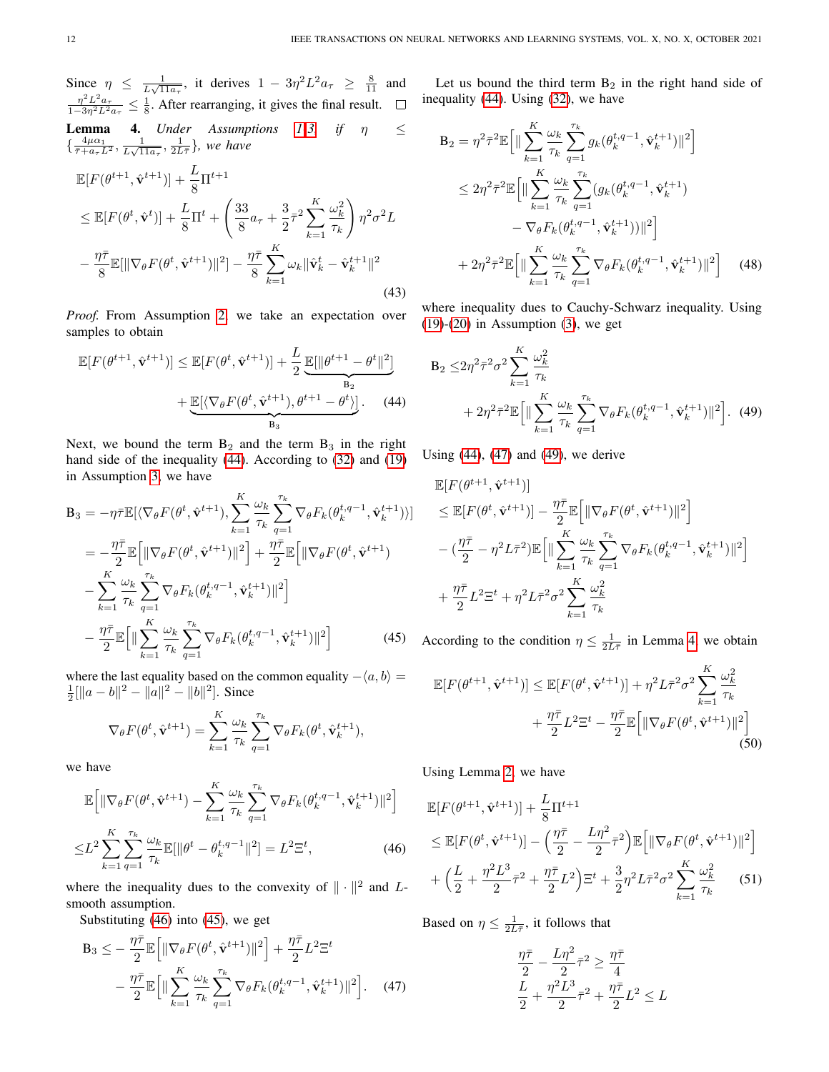Since $\eta \leq \frac{1}{L\sqrt{11a_\tau}}$, it derives $1 - 3\eta^2 L^2 a_\tau \geq \frac{8}{11}$ and $\frac{\eta^2 L^2 a_\tau}{1-3\eta^2 L^2 a_\tau} \leq \frac{1}{8}$. After rearranging, it gives the final result. □

**Lemma 4.** *Under Assumptions 1-3, if* $\eta \leq \{\frac{4\mu\alpha_1}{\bar{\tau}+a_\tau L^2}, \frac{1}{L\sqrt{11a_\tau}}, \frac{1}{2L\bar{\tau}}\}$*, we have*

$$
\begin{aligned}
&\mathbb{E}[F(\theta^{t+1}, \hat{\mathbf{v}}^{t+1})] + \frac{L}{8}\Pi^{t+1} \\
&\leq \mathbb{E}[F(\theta^t, \hat{\mathbf{v}}^t)] + \frac{L}{8}\Pi^t + \left(\frac{33}{8}a_\tau + \frac{3}{2}\bar{\tau}^2 \sum_{k=1}^K \frac{\omega_k^2}{\tau_k}\right)\eta^2\sigma^2 L \\
&- \frac{\eta\bar{\tau}}{8}\mathbb{E}[\|\nabla_\theta F(\theta^t, \hat{\mathbf{v}}^{t+1})\|^2] - \frac{\eta\bar{\tau}}{8}\sum_{k=1}^K \omega_k \|\hat{\mathbf{v}}_k^t - \hat{\mathbf{v}}_k^{t+1}\|^2
\end{aligned} \tag{43}
$$

*Proof.* From Assumption 2, we take an expectation over samples to obtain

$$
\begin{aligned}
\mathbb{E}[F(\theta^{t+1}, \hat{\mathbf{v}}^{t+1})] \leq \mathbb{E}[F(\theta^t, \hat{\mathbf{v}}^{t+1})] + \frac{L}{2}\underbrace{\mathbb{E}[\|\theta^{t+1} - \theta^t\|^2]}_{\mathrm{B}_2} \\
+ \underbrace{\mathbb{E}[\langle \nabla_\theta F(\theta^t, \hat{\mathbf{v}}^{t+1}), \theta^{t+1} - \theta^t\rangle]}_{\mathrm{B}_3}.
\end{aligned} \tag{44}
$$

Next, we bound the term $\mathrm{B}_2$ and the term $\mathrm{B}_3$ in the right hand side of the inequality (44). According to (32) and (19) in Assumption 3, we have

$$
\begin{aligned}
\mathrm{B}_3 &= -\eta\bar{\tau}\mathbb{E}[\langle \nabla_\theta F(\theta^t, \hat{\mathbf{v}}^{t+1}), \sum_{k=1}^K \frac{\omega_k}{\tau_k}\sum_{q=1}^{\tau_k} \nabla_\theta F_k(\theta_k^{t,q-1}, \hat{\mathbf{v}}_k^{t+1})\rangle)] \\
&= -\frac{\eta\bar{\tau}}{2}\mathbb{E}\Big[\|\nabla_\theta F(\theta^t, \hat{\mathbf{v}}^{t+1})\|^2\Big] + \frac{\eta\bar{\tau}}{2}\mathbb{E}\Big[\|\nabla_\theta F(\theta^t, \hat{\mathbf{v}}^{t+1}) \\
&- \sum_{k=1}^K \frac{\omega_k}{\tau_k}\sum_{q=1}^{\tau_k} \nabla_\theta F_k(\theta_k^{t,q-1}, \hat{\mathbf{v}}_k^{t+1})\|^2\Big] \\
&- \frac{\eta\bar{\tau}}{2}\mathbb{E}\Big[\|\sum_{k=1}^K \frac{\omega_k}{\tau_k}\sum_{q=1}^{\tau_k} \nabla_\theta F_k(\theta_k^{t,q-1}, \hat{\mathbf{v}}_k^{t+1})\|^2\Big]
\end{aligned} \tag{45}
$$

where the last equality based on the common equality $-\langle a, b\rangle = \frac{1}{2}[\|a-b\|^2 - \|a\|^2 - \|b\|^2]$. Since

$$
\nabla_\theta F(\theta^t, \hat{\mathbf{v}}^{t+1}) = \sum_{k=1}^K \frac{\omega_k}{\tau_k}\sum_{q=1}^{\tau_k} \nabla_\theta F_k(\theta^t, \hat{\mathbf{v}}_k^{t+1}),
$$

we have

$$
\begin{aligned}
&\mathbb{E}\Big[\|\nabla_\theta F(\theta^t, \hat{\mathbf{v}}^{t+1}) - \sum_{k=1}^K \frac{\omega_k}{\tau_k}\sum_{q=1}^{\tau_k} \nabla_\theta F_k(\theta_k^{t,q-1}, \hat{\mathbf{v}}_k^{t+1})\|^2\Big] \\
&\leq L^2 \sum_{k=1}^K \sum_{q=1}^{\tau_k} \frac{\omega_k}{\tau_k}\mathbb{E}[\|\theta^t - \theta_k^{t,q-1}\|^2] = L^2\Xi^t,
\end{aligned} \tag{46}
$$

where the inequality dues to the convexity of $\|\cdot\|^2$ and $L$-smooth assumption.

Substituting (46) into (45), we get

$$
\begin{aligned}
\mathrm{B}_3 \leq &-\frac{\eta\bar{\tau}}{2}\mathbb{E}\Big[\|\nabla_\theta F(\theta^t, \hat{\mathbf{v}}^{t+1})\|^2\Big] + \frac{\eta\bar{\tau}}{2}L^2\Xi^t \\
&- \frac{\eta\bar{\tau}}{2}\mathbb{E}\Big[\|\sum_{k=1}^K \frac{\omega_k}{\tau_k}\sum_{q=1}^{\tau_k} \nabla_\theta F_k(\theta_k^{t,q-1}, \hat{\mathbf{v}}_k^{t+1})\|^2\Big].
\end{aligned} \tag{47}
$$

Let us bound the third term $\mathrm{B}_2$ in the right hand side of inequality (44). Using (32), we have

$$
\begin{aligned}
\mathrm{B}_2 &= \eta^2\bar{\tau}^2\mathbb{E}\Big[\|\sum_{k=1}^K \frac{\omega_k}{\tau_k}\sum_{q=1}^{\tau_k} g_k(\theta_k^{t,q-1}, \hat{\mathbf{v}}_k^{t+1})\|^2\Big] \\
&\leq 2\eta^2\bar{\tau}^2\mathbb{E}\Big[\|\sum_{k=1}^K \frac{\omega_k}{\tau_k}\sum_{q=1}^{\tau_k}(g_k(\theta_k^{t,q-1}, \hat{\mathbf{v}}_k^{t+1}) \\
&\quad - \nabla_\theta F_k(\theta_k^{t,q-1}, \hat{\mathbf{v}}_k^{t+1}))\|^2\Big] \\
&+ 2\eta^2\bar{\tau}^2\mathbb{E}\Big[\|\sum_{k=1}^K \frac{\omega_k}{\tau_k}\sum_{q=1}^{\tau_k} \nabla_\theta F_k(\theta_k^{t,q-1}, \hat{\mathbf{v}}_k^{t+1})\|^2\Big]
\end{aligned} \tag{48}
$$

where inequality dues to Cauchy-Schwarz inequality. Using (19)-(20) in Assumption (3), we get

$$
\begin{aligned}
\mathrm{B}_2 \leq &2\eta^2\bar{\tau}^2\sigma^2 \sum_{k=1}^K \frac{\omega_k^2}{\tau_k} \\
&+ 2\eta^2\bar{\tau}^2\mathbb{E}\Big[\|\sum_{k=1}^K \frac{\omega_k}{\tau_k}\sum_{q=1}^{\tau_k} \nabla_\theta F_k(\theta_k^{t,q-1}, \hat{\mathbf{v}}_k^{t+1})\|^2\Big].
\end{aligned} \tag{49}
$$

Using (44), (47) and (49), we derive

$$
\begin{aligned}
&\mathbb{E}[F(\theta^{t+1}, \hat{\mathbf{v}}^{t+1})] \\
&\leq \mathbb{E}[F(\theta^t, \hat{\mathbf{v}}^{t+1})] - \frac{\eta\bar{\tau}}{2}\mathbb{E}\Big[\|\nabla_\theta F(\theta^t, \hat{\mathbf{v}}^{t+1})\|^2\Big] \\
&- (\frac{\eta\bar{\tau}}{2} - \eta^2 L\bar{\tau}^2)\mathbb{E}\Big[\|\sum_{k=1}^K \frac{\omega_k}{\tau_k}\sum_{q=1}^{\tau_k} \nabla_\theta F_k(\theta_k^{t,q-1}, \hat{\mathbf{v}}_k^{t+1})\|^2\Big] \\
&+ \frac{\eta\bar{\tau}}{2}L^2\Xi^t + \eta^2 L\bar{\tau}^2\sigma^2 \sum_{k=1}^K \frac{\omega_k^2}{\tau_k}
\end{aligned}
$$

According to the condition $\eta \leq \frac{1}{2L\bar{\tau}}$ in Lemma 4, we obtain

$$
\begin{aligned}
\mathbb{E}[F(\theta^{t+1}, \hat{\mathbf{v}}^{t+1})] \leq \mathbb{E}[F(\theta^t, \hat{\mathbf{v}}^{t+1})] + \eta^2 L\bar{\tau}^2\sigma^2 \sum_{k=1}^K \frac{\omega_k^2}{\tau_k} \\
+ \frac{\eta\bar{\tau}}{2}L^2\Xi^t - \frac{\eta\bar{\tau}}{2}\mathbb{E}\Big[\|\nabla_\theta F(\theta^t, \hat{\mathbf{v}}^{t+1})\|^2\Big]
\end{aligned} \tag{50}
$$

Using Lemma 2, we have

$$
\begin{aligned}
&\mathbb{E}[F(\theta^{t+1}, \hat{\mathbf{v}}^{t+1})] + \frac{L}{8}\Pi^{t+1} \\
&\leq \mathbb{E}[F(\theta^t, \hat{\mathbf{v}}^{t+1})] - \Big(\frac{\eta\bar{\tau}}{2} - \frac{L\eta^2}{2}\bar{\tau}^2\Big)\mathbb{E}\Big[\|\nabla_\theta F(\theta^t, \hat{\mathbf{v}}^{t+1})\|^2\Big] \\
&+ \Big(\frac{L}{2} + \frac{\eta^2 L^3}{2}\bar{\tau}^2 + \frac{\eta\bar{\tau}}{2}L^2\Big)\Xi^t + \frac{3}{2}\eta^2 L\bar{\tau}^2\sigma^2 \sum_{k=1}^K \frac{\omega_k^2}{\tau_k}
\end{aligned} \tag{51}
$$

Based on $\eta \leq \frac{1}{2L\bar{\tau}}$, it follows that

$$
\begin{aligned}
\frac{\eta\bar{\tau}}{2} - \frac{L\eta^2}{2}\bar{\tau}^2 &\geq \frac{\eta\bar{\tau}}{4} \\
\frac{L}{2} + \frac{\eta^2 L^3}{2}\bar{\tau}^2 + \frac{\eta\bar{\tau}}{2}L^2 &\leq L
\end{aligned}
$$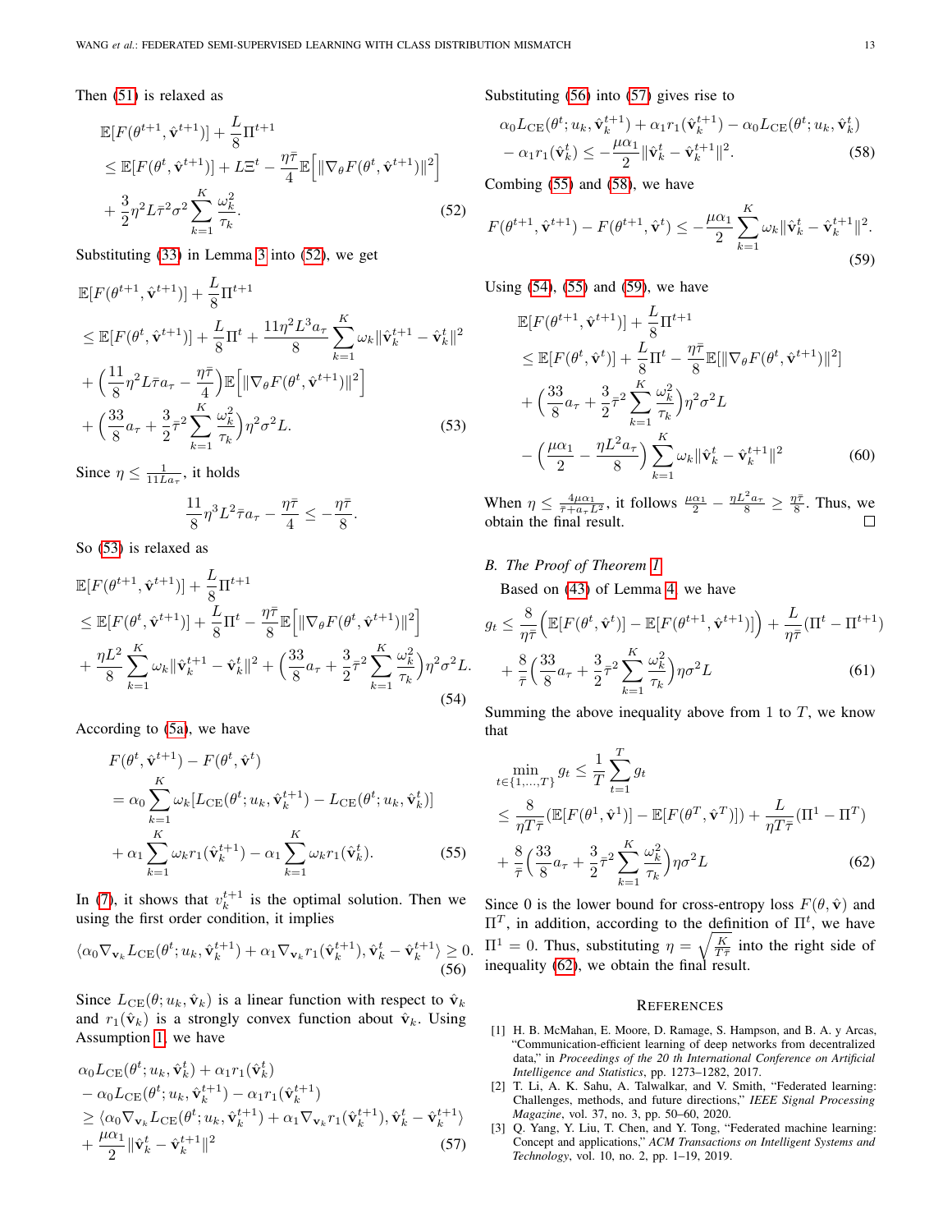Then (51) is relaxed as

$$
\begin{aligned}
&\mathbb{E}[F(\theta^{t+1}, \hat{\mathbf{v}}^{t+1})] + \frac{L}{8}\Pi^{t+1} \\
&\leq \mathbb{E}[F(\theta^{t}, \hat{\mathbf{v}}^{t+1})] + L\Xi^{t} - \frac{\eta\bar{\tau}}{4}\mathbb{E}\Big[\|\nabla_{\theta}F(\theta^{t}, \hat{\mathbf{v}}^{t+1})\|^2\Big] \\
&+ \frac{3}{2}\eta^2 L\bar{\tau}^2\sigma^2 \sum_{k=1}^{K}\frac{\omega_k^2}{\tau_k}.
\end{aligned} \tag{52}
$$

Substituting (33) in Lemma 3 into (52), we get

$$
\begin{aligned}
&\mathbb{E}[F(\theta^{t+1}, \hat{\mathbf{v}}^{t+1})] + \frac{L}{8}\Pi^{t+1} \\
&\leq \mathbb{E}[F(\theta^{t}, \hat{\mathbf{v}}^{t+1})] + \frac{L}{8}\Pi^{t} + \frac{11\eta^2 L^3 a_\tau}{8}\sum_{k=1}^{K}\omega_k\|\hat{\mathbf{v}}_k^{t+1} - \hat{\mathbf{v}}_k^{t}\|^2 \\
&+ \Big(\frac{11}{8}\eta^2 L\bar{\tau}a_\tau - \frac{\eta\bar{\tau}}{4}\Big)\mathbb{E}\Big[\|\nabla_{\theta}F(\theta^{t}, \hat{\mathbf{v}}^{t+1})\|^2\Big] \\
&+ \Big(\frac{33}{8}a_\tau + \frac{3}{2}\bar{\tau}^2\sum_{k=1}^{K}\frac{\omega_k^2}{\tau_k}\Big)\eta^2\sigma^2 L.
\end{aligned} \tag{53}
$$

Since $\eta \leq \frac{1}{11La_\tau}$, it holds

$$
\frac{11}{8}\eta^3 L^2\bar{\tau}a_\tau - \frac{\eta\bar{\tau}}{4} \leq -\frac{\eta\bar{\tau}}{8}.
$$

So (53) is relaxed as

$$
\begin{aligned}
&\mathbb{E}[F(\theta^{t+1}, \hat{\mathbf{v}}^{t+1})] + \frac{L}{8}\Pi^{t+1} \\
&\leq \mathbb{E}[F(\theta^{t}, \hat{\mathbf{v}}^{t+1})] + \frac{L}{8}\Pi^{t} - \frac{\eta\bar{\tau}}{8}\mathbb{E}\Big[\|\nabla_{\theta}F(\theta^{t}, \hat{\mathbf{v}}^{t+1})\|^2\Big] \\
&+ \frac{\eta L^2}{8}\sum_{k=1}^{K}\omega_k\|\hat{\mathbf{v}}_k^{t+1} - \hat{\mathbf{v}}_k^{t}\|^2 + \Big(\frac{33}{8}a_\tau + \frac{3}{2}\bar{\tau}^2\sum_{k=1}^{K}\frac{\omega_k^2}{\tau_k}\Big)\eta^2\sigma^2 L.
\end{aligned} \tag{54}
$$

According to (5a), we have

$$
\begin{aligned}
&F(\theta^{t}, \hat{\mathbf{v}}^{t+1}) - F(\theta^{t}, \hat{\mathbf{v}}^{t}) \\
&= \alpha_0\sum_{k=1}^{K}\omega_k[L_{\mathrm{CE}}(\theta^{t}; u_k, \hat{\mathbf{v}}_k^{t+1}) - L_{\mathrm{CE}}(\theta^{t}; u_k, \hat{\mathbf{v}}_k^{t})] \\
&+ \alpha_1\sum_{k=1}^{K}\omega_k r_1(\hat{\mathbf{v}}_k^{t+1}) - \alpha_1\sum_{k=1}^{K}\omega_k r_1(\hat{\mathbf{v}}_k^{t}).
\end{aligned} \tag{55}
$$

In (7), it shows that $v_k^{t+1}$ is the optimal solution. Then we using the first order condition, it implies

$$
\langle \alpha_0\nabla_{\mathbf{v}_k}L_{\mathrm{CE}}(\theta^{t}; u_k, \hat{\mathbf{v}}_k^{t+1}) + \alpha_1\nabla_{\mathbf{v}_k}r_1(\hat{\mathbf{v}}_k^{t+1}), \hat{\mathbf{v}}_k^{t} - \hat{\mathbf{v}}_k^{t+1}\rangle \geq 0. \tag{56}
$$

Since $L_{\mathrm{CE}}(\theta; u_k, \hat{\mathbf{v}}_k)$ is a linear function with respect to $\hat{\mathbf{v}}_k$ and $r_1(\hat{\mathbf{v}}_k)$ is a strongly convex function about $\hat{\mathbf{v}}_k$. Using Assumption 1, we have

$$
\begin{aligned}
&\alpha_0 L_{\mathrm{CE}}(\theta^{t}; u_k, \hat{\mathbf{v}}_k^{t}) + \alpha_1 r_1(\hat{\mathbf{v}}_k^{t}) \\
&- \alpha_0 L_{\mathrm{CE}}(\theta^{t}; u_k, \hat{\mathbf{v}}_k^{t+1}) - \alpha_1 r_1(\hat{\mathbf{v}}_k^{t+1}) \\
&\geq \langle \alpha_0\nabla_{\mathbf{v}_k}L_{\mathrm{CE}}(\theta^{t}; u_k, \hat{\mathbf{v}}_k^{t+1}) + \alpha_1\nabla_{\mathbf{v}_k}r_1(\hat{\mathbf{v}}_k^{t+1}), \hat{\mathbf{v}}_k^{t} - \hat{\mathbf{v}}_k^{t+1}\rangle \\
&+ \frac{\mu\alpha_1}{2}\|\hat{\mathbf{v}}_k^{t} - \hat{\mathbf{v}}_k^{t+1}\|^2
\end{aligned} \tag{57}
$$

Substituting (56) into (57) gives rise to

$$
\begin{aligned}
&\alpha_0 L_{\mathrm{CE}}(\theta^{t}; u_k, \hat{\mathbf{v}}_k^{t+1}) + \alpha_1 r_1(\hat{\mathbf{v}}_k^{t+1}) - \alpha_0 L_{\mathrm{CE}}(\theta^{t}; u_k, \hat{\mathbf{v}}_k^{t}) \\
&- \alpha_1 r_1(\hat{\mathbf{v}}_k^{t}) \leq -\frac{\mu\alpha_1}{2}\|\hat{\mathbf{v}}_k^{t} - \hat{\mathbf{v}}_k^{t+1}\|^2.
\end{aligned} \tag{58}
$$

Combing (55) and (58), we have

$$
F(\theta^{t+1}, \hat{\mathbf{v}}^{t+1}) - F(\theta^{t+1}, \hat{\mathbf{v}}^{t}) \leq -\frac{\mu\alpha_1}{2}\sum_{k=1}^{K}\omega_k\|\hat{\mathbf{v}}_k^{t} - \hat{\mathbf{v}}_k^{t+1}\|^2. \tag{59}
$$

Using (54), (55) and (59), we have

$$
\begin{aligned}
&\mathbb{E}[F(\theta^{t+1}, \hat{\mathbf{v}}^{t+1})] + \frac{L}{8}\Pi^{t+1} \\
&\leq \mathbb{E}[F(\theta^{t}, \hat{\mathbf{v}}^{t})] + \frac{L}{8}\Pi^{t} - \frac{\eta\bar{\tau}}{8}\mathbb{E}[\|\nabla_{\theta}F(\theta^{t}, \hat{\mathbf{v}}^{t+1})\|^2] \\
&+ \Big(\frac{33}{8}a_\tau + \frac{3}{2}\bar{\tau}^2\sum_{k=1}^{K}\frac{\omega_k^2}{\tau_k}\Big)\eta^2\sigma^2 L \\
&- \Big(\frac{\mu\alpha_1}{2} - \frac{\eta L^2 a_\tau}{8}\Big)\sum_{k=1}^{K}\omega_k\|\hat{\mathbf{v}}_k^{t} - \hat{\mathbf{v}}_k^{t+1}\|^2
\end{aligned} \tag{60}
$$

When $\eta \leq \frac{4\mu\alpha_1}{\bar{\tau}+a_\tau L^2}$, it follows $\frac{\mu\alpha_1}{2} - \frac{\eta L^2 a_\tau}{8} \geq \frac{\eta\bar{\tau}}{8}$. Thus, we obtain the final result. □

### B. The Proof of Theorem 1

Based on (43) of Lemma 4, we have

$$
\begin{aligned}
g_t &\leq \frac{8}{\eta\bar{\tau}}\Big(\mathbb{E}[F(\theta^{t}, \hat{\mathbf{v}}^{t})] - \mathbb{E}[F(\theta^{t+1}, \hat{\mathbf{v}}^{t+1})]\Big) + \frac{L}{\eta\bar{\tau}}(\Pi^{t} - \Pi^{t+1}) \\
&+ \frac{8}{\bar{\tau}}\Big(\frac{33}{8}a_\tau + \frac{3}{2}\bar{\tau}^2\sum_{k=1}^{K}\frac{\omega_k^2}{\tau_k}\Big)\eta\sigma^2 L
\end{aligned} \tag{61}
$$

Summing the above inequality above from 1 to $T$, we know that

$$
\begin{aligned}
&\min_{t\in\{1,\ldots,T\}} g_t \leq \frac{1}{T}\sum_{t=1}^{T}g_t \\
&\leq \frac{8}{\eta T\bar{\tau}}(\mathbb{E}[F(\theta^{1}, \hat{\mathbf{v}}^{1})] - \mathbb{E}[F(\theta^{T}, \hat{\mathbf{v}}^{T})]) + \frac{L}{\eta T\bar{\tau}}(\Pi^{1} - \Pi^{T}) \\
&+ \frac{8}{\bar{\tau}}\Big(\frac{33}{8}a_\tau + \frac{3}{2}\bar{\tau}^2\sum_{k=1}^{K}\frac{\omega_k^2}{\tau_k}\Big)\eta\sigma^2 L
\end{aligned} \tag{62}
$$

Since 0 is the lower bound for cross-entropy loss $F(\theta, \hat{\mathbf{v}})$ and $\Pi^{T}$, in addition, according to the definition of $\Pi^{t}$, we have $\Pi^{1} = 0$. Thus, substituting $\eta = \sqrt{\frac{K}{T\bar{\tau}}}$ into the right side of inequality (62), we obtain the final result.

## References

[1] H. B. McMahan, E. Moore, D. Ramage, S. Hampson, and B. A. y Arcas, "Communication-efficient learning of deep networks from decentralized data," in *Proceedings of the 20 th International Conference on Artificial Intelligence and Statistics*, pp. 1273–1282, 2017.

[2] T. Li, A. K. Sahu, A. Talwalkar, and V. Smith, "Federated learning: Challenges, methods, and future directions," *IEEE Signal Processing Magazine*, vol. 37, no. 3, pp. 50–60, 2020.

[3] Q. Yang, Y. Liu, T. Chen, and Y. Tong, "Federated machine learning: Concept and applications," *ACM Transactions on Intelligent Systems and Technology*, vol. 10, no. 2, pp. 1–19, 2019.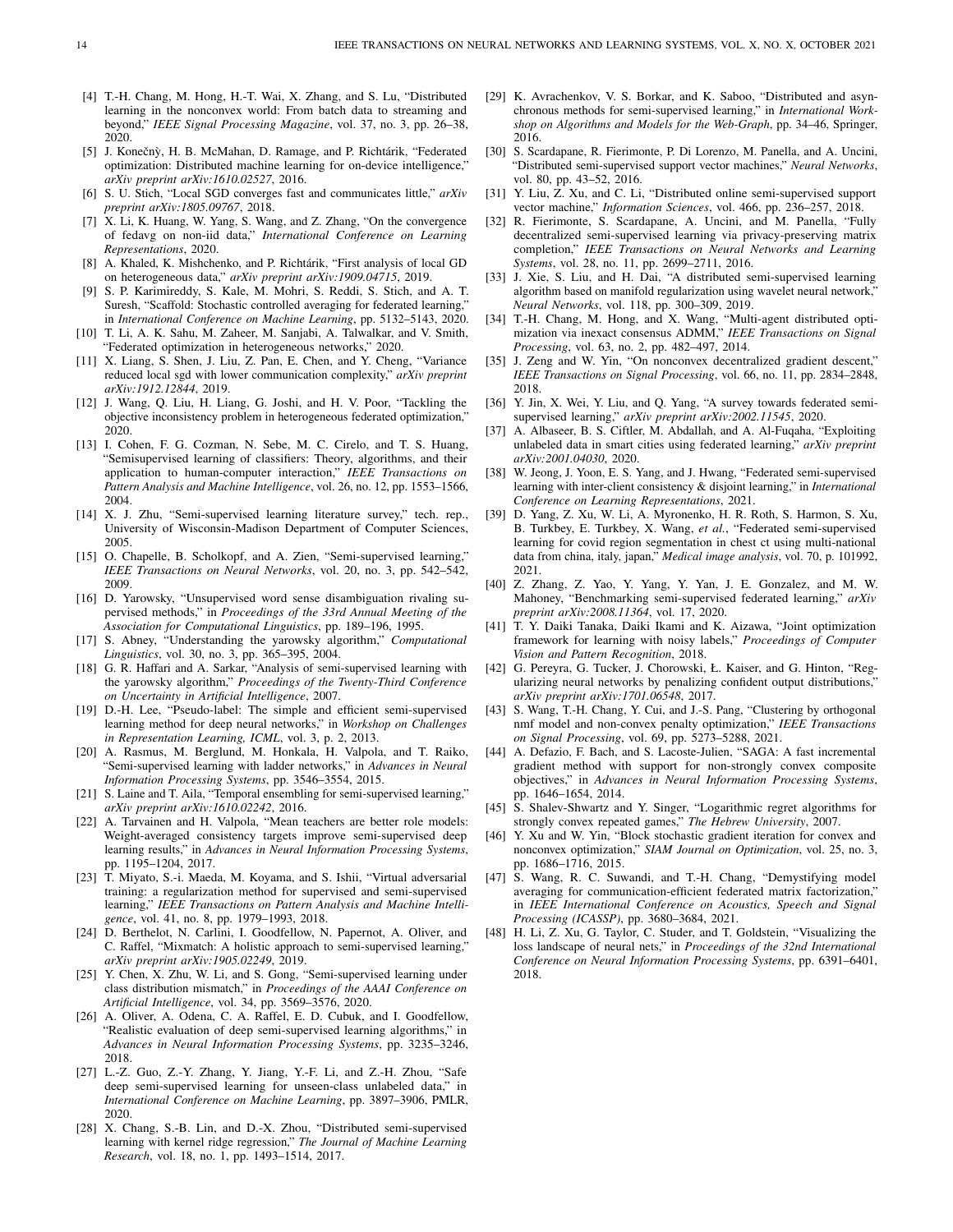[4] T.-H. Chang, M. Hong, H.-T. Wai, X. Zhang, and S. Lu, "Distributed learning in the nonconvex world: From batch data to streaming and beyond," *IEEE Signal Processing Magazine*, vol. 37, no. 3, pp. 26–38, 2020.

[5] J. Konečnỳ, H. B. McMahan, D. Ramage, and P. Richtárik, "Federated optimization: Distributed machine learning for on-device intelligence," *arXiv preprint arXiv:1610.02527*, 2016.

[6] S. U. Stich, "Local SGD converges fast and communicates little," *arXiv preprint arXiv:1805.09767*, 2018.

[7] X. Li, K. Huang, W. Yang, S. Wang, and Z. Zhang, "On the convergence of fedavg on non-iid data," *International Conference on Learning Representations*, 2020.

[8] A. Khaled, K. Mishchenko, and P. Richtárik, "First analysis of local GD on heterogeneous data," *arXiv preprint arXiv:1909.04715*, 2019.

[9] S. P. Karimireddy, S. Kale, M. Mohri, S. Reddi, S. Stich, and A. T. Suresh, "Scaffold: Stochastic controlled averaging for federated learning," in *International Conference on Machine Learning*, pp. 5132–5143, 2020.

[10] T. Li, A. K. Sahu, M. Zaheer, M. Sanjabi, A. Talwalkar, and V. Smith, "Federated optimization in heterogeneous networks," 2020.

[11] X. Liang, S. Shen, J. Liu, Z. Pan, E. Chen, and Y. Cheng, "Variance reduced local sgd with lower communication complexity," *arXiv preprint arXiv:1912.12844*, 2019.

[12] J. Wang, Q. Liu, H. Liang, G. Joshi, and H. V. Poor, "Tackling the objective inconsistency problem in heterogeneous federated optimization," 2020.

[13] I. Cohen, F. G. Cozman, N. Sebe, M. C. Cirelo, and T. S. Huang, "Semisupervised learning of classifiers: Theory, algorithms, and their application to human-computer interaction," *IEEE Transactions on Pattern Analysis and Machine Intelligence*, vol. 26, no. 12, pp. 1553–1566, 2004.

[14] X. J. Zhu, "Semi-supervised learning literature survey," tech. rep., University of Wisconsin-Madison Department of Computer Sciences, 2005.

[15] O. Chapelle, B. Scholkopf, and A. Zien, "Semi-supervised learning," *IEEE Transactions on Neural Networks*, vol. 20, no. 3, pp. 542–542, 2009.

[16] D. Yarowsky, "Unsupervised word sense disambiguation rivaling supervised methods," in *Proceedings of the 33rd Annual Meeting of the Association for Computational Linguistics*, pp. 189–196, 1995.

[17] S. Abney, "Understanding the yarowsky algorithm," *Computational Linguistics*, vol. 30, no. 3, pp. 365–395, 2004.

[18] G. R. Haffari and A. Sarkar, "Analysis of semi-supervised learning with the yarowsky algorithm," *Proceedings of the Twenty-Third Conference on Uncertainty in Artificial Intelligence*, 2007.

[19] D.-H. Lee, "Pseudo-label: The simple and efficient semi-supervised learning method for deep neural networks," in *Workshop on Challenges in Representation Learning, ICML*, vol. 3, p. 2, 2013.

[20] A. Rasmus, M. Berglund, M. Honkala, H. Valpola, and T. Raiko, "Semi-supervised learning with ladder networks," in *Advances in Neural Information Processing Systems*, pp. 3546–3554, 2015.

[21] S. Laine and T. Aila, "Temporal ensembling for semi-supervised learning," *arXiv preprint arXiv:1610.02242*, 2016.

[22] A. Tarvainen and H. Valpola, "Mean teachers are better role models: Weight-averaged consistency targets improve semi-supervised deep learning results," in *Advances in Neural Information Processing Systems*, pp. 1195–1204, 2017.

[23] T. Miyato, S.-i. Maeda, M. Koyama, and S. Ishii, "Virtual adversarial training: a regularization method for supervised and semi-supervised learning," *IEEE Transactions on Pattern Analysis and Machine Intelligence*, vol. 41, no. 8, pp. 1979–1993, 2018.

[24] D. Berthelot, N. Carlini, I. Goodfellow, N. Papernot, A. Oliver, and C. Raffel, "Mixmatch: A holistic approach to semi-supervised learning," *arXiv preprint arXiv:1905.02249*, 2019.

[25] Y. Chen, X. Zhu, W. Li, and S. Gong, "Semi-supervised learning under class distribution mismatch," in *Proceedings of the AAAI Conference on Artificial Intelligence*, vol. 34, pp. 3569–3576, 2020.

[26] A. Oliver, A. Odena, C. A. Raffel, E. D. Cubuk, and I. Goodfellow, "Realistic evaluation of deep semi-supervised learning algorithms," in *Advances in Neural Information Processing Systems*, pp. 3235–3246, 2018.

[27] L.-Z. Guo, Z.-Y. Zhang, Y. Jiang, Y.-F. Li, and Z.-H. Zhou, "Safe deep semi-supervised learning for unseen-class unlabeled data," in *International Conference on Machine Learning*, pp. 3897–3906, PMLR, 2020.

[28] X. Chang, S.-B. Lin, and D.-X. Zhou, "Distributed semi-supervised learning with kernel ridge regression," *The Journal of Machine Learning Research*, vol. 18, no. 1, pp. 1493–1514, 2017.

[29] K. Avrachenkov, V. S. Borkar, and K. Saboo, "Distributed and asynchronous methods for semi-supervised learning," in *International Workshop on Algorithms and Models for the Web-Graph*, pp. 34–46, Springer, 2016.

[30] S. Scardapane, R. Fierimonte, P. Di Lorenzo, M. Panella, and A. Uncini, "Distributed semi-supervised support vector machines," *Neural Networks*, vol. 80, pp. 43–52, 2016.

[31] Y. Liu, Z. Xu, and C. Li, "Distributed online semi-supervised support vector machine," *Information Sciences*, vol. 466, pp. 236–257, 2018.

[32] R. Fierimonte, S. Scardapane, A. Uncini, and M. Panella, "Fully decentralized semi-supervised learning via privacy-preserving matrix completion," *IEEE Transactions on Neural Networks and Learning Systems*, vol. 28, no. 11, pp. 2699–2711, 2016.

[33] J. Xie, S. Liu, and H. Dai, "A distributed semi-supervised learning algorithm based on manifold regularization using wavelet neural network," *Neural Networks*, vol. 118, pp. 300–309, 2019.

[34] T.-H. Chang, M. Hong, and X. Wang, "Multi-agent distributed optimization via inexact consensus ADMM," *IEEE Transactions on Signal Processing*, vol. 63, no. 2, pp. 482–497, 2014.

[35] J. Zeng and W. Yin, "On nonconvex decentralized gradient descent," *IEEE Transactions on Signal Processing*, vol. 66, no. 11, pp. 2834–2848, 2018.

[36] Y. Jin, X. Wei, Y. Liu, and Q. Yang, "A survey towards federated semi-supervised learning," *arXiv preprint arXiv:2002.11545*, 2020.

[37] A. Albaseer, B. S. Ciftler, M. Abdallah, and A. Al-Fuqaha, "Exploiting unlabeled data in smart cities using federated learning," *arXiv preprint arXiv:2001.04030*, 2020.

[38] W. Jeong, J. Yoon, E. S. Yang, and J. Hwang, "Federated semi-supervised learning with inter-client consistency & disjoint learning," in *International Conference on Learning Representations*, 2021.

[39] D. Yang, Z. Xu, W. Li, A. Myronenko, H. R. Roth, S. Harmon, S. Xu, B. Turkbey, E. Turkbey, X. Wang, *et al.*, "Federated semi-supervised learning for covid region segmentation in chest ct using multi-national data from china, italy, japan," *Medical image analysis*, vol. 70, p. 101992, 2021.

[40] Z. Zhang, Z. Yao, Y. Yang, Y. Yan, J. E. Gonzalez, and M. W. Mahoney, "Benchmarking semi-supervised federated learning," *arXiv preprint arXiv:2008.11364*, vol. 17, 2020.

[41] T. Y. Daiki Tanaka, Daiki Ikami and K. Aizawa, "Joint optimization framework for learning with noisy labels," *Proceedings of Computer Vision and Pattern Recognition*, 2018.

[42] G. Pereyra, G. Tucker, J. Chorowski, Ł. Kaiser, and G. Hinton, "Regularizing neural networks by penalizing confident output distributions," *arXiv preprint arXiv:1701.06548*, 2017.

[43] S. Wang, T.-H. Chang, Y. Cui, and J.-S. Pang, "Clustering by orthogonal nmf model and non-convex penalty optimization," *IEEE Transactions on Signal Processing*, vol. 69, pp. 5273–5288, 2021.

[44] A. Defazio, F. Bach, and S. Lacoste-Julien, "SAGA: A fast incremental gradient method with support for non-strongly convex composite objectives," in *Advances in Neural Information Processing Systems*, pp. 1646–1654, 2014.

[45] S. Shalev-Shwartz and Y. Singer, "Logarithmic regret algorithms for strongly convex repeated games," *The Hebrew University*, 2007.

[46] Y. Xu and W. Yin, "Block stochastic gradient iteration for convex and nonconvex optimization," *SIAM Journal on Optimization*, vol. 25, no. 3, pp. 1686–1716, 2015.

[47] S. Wang, R. C. Suwandi, and T.-H. Chang, "Demystifying model averaging for communication-efficient federated matrix factorization," in *IEEE International Conference on Acoustics, Speech and Signal Processing (ICASSP)*, pp. 3680–3684, 2021.

[48] H. Li, Z. Xu, G. Taylor, C. Studer, and T. Goldstein, "Visualizing the loss landscape of neural nets," in *Proceedings of the 32nd International Conference on Neural Information Processing Systems*, pp. 6391–6401, 2018.